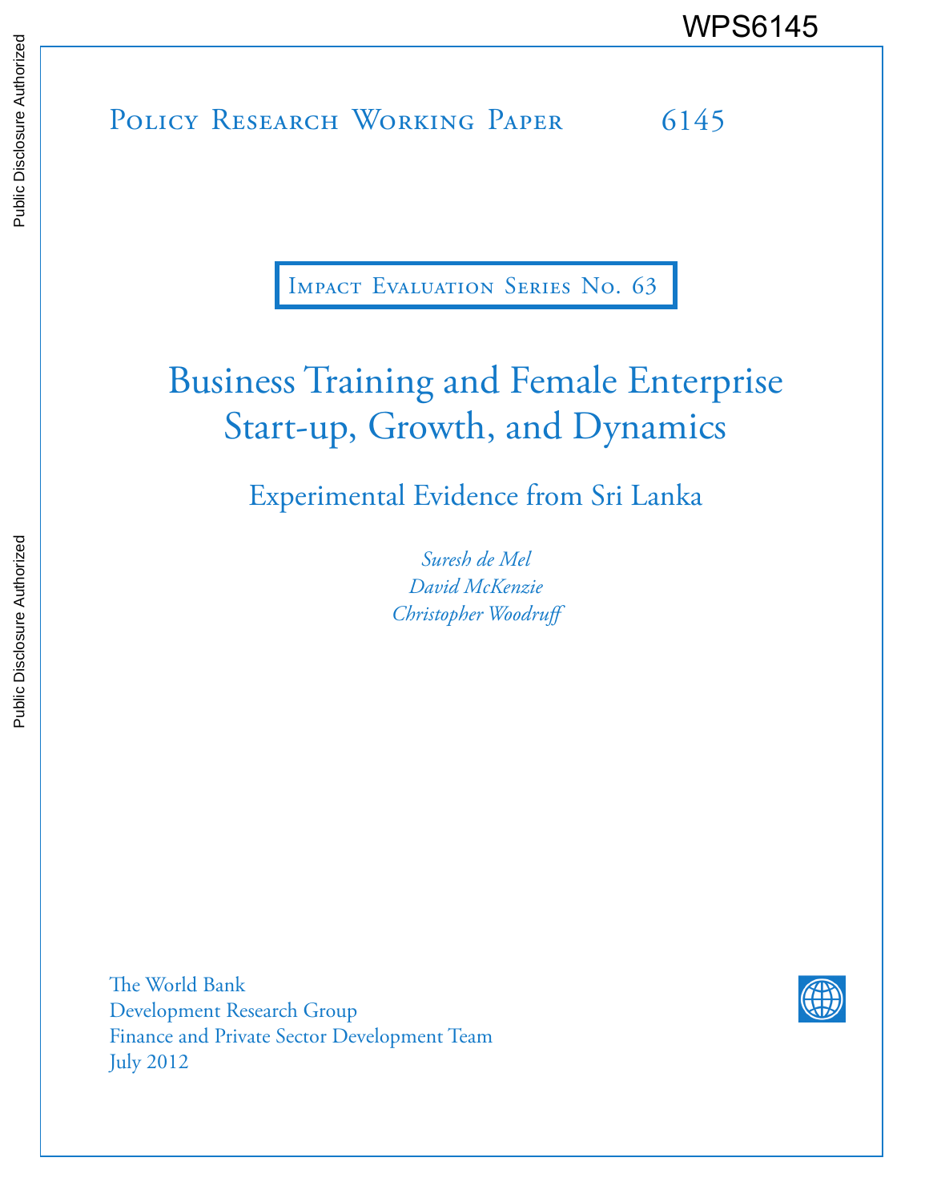WPS6145

Policy Research Working Paper 6145

Impact Evaluation Series No. 63

# Business Training and Female Enterprise Start-up, Growth, and Dynamics

## Experimental Evidence from Sri Lanka

*Suresh de Mel*
*David McKenzie*
*Christopher Woodruff*

The World Bank
Development Research Group
Finance and Private Sector Development Team
July 2012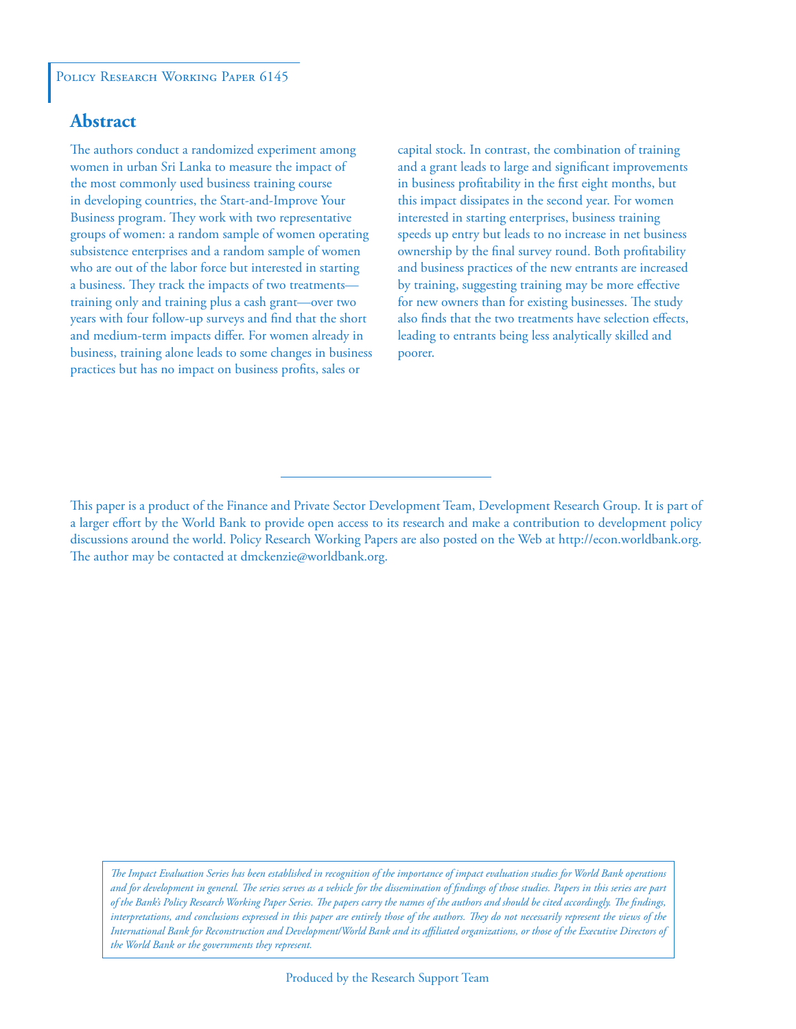Policy Research Working Paper 6145

## Abstract

The authors conduct a randomized experiment among women in urban Sri Lanka to measure the impact of the most commonly used business training course in developing countries, the Start-and-Improve Your Business program. They work with two representative groups of women: a random sample of women operating subsistence enterprises and a random sample of women who are out of the labor force but interested in starting a business. They track the impacts of two treatments—training only and training plus a cash grant—over two years with four follow-up surveys and find that the short and medium-term impacts differ. For women already in business, training alone leads to some changes in business practices but has no impact on business profits, sales or capital stock. In contrast, the combination of training and a grant leads to large and significant improvements in business profitability in the first eight months, but this impact dissipates in the second year. For women interested in starting enterprises, business training speeds up entry but leads to no increase in net business ownership by the final survey round. Both profitability and business practices of the new entrants are increased by training, suggesting training may be more effective for new owners than for existing businesses. The study also finds that the two treatments have selection effects, leading to entrants being less analytically skilled and poorer.

This paper is a product of the Finance and Private Sector Development Team, Development Research Group. It is part of a larger effort by the World Bank to provide open access to its research and make a contribution to development policy discussions around the world. Policy Research Working Papers are also posted on the Web at http://econ.worldbank.org. The author may be contacted at dmckenzie@worldbank.org.

*The Impact Evaluation Series has been established in recognition of the importance of impact evaluation studies for World Bank operations and for development in general. The series serves as a vehicle for the dissemination of findings of those studies. Papers in this series are part of the Bank's Policy Research Working Paper Series. The papers carry the names of the authors and should be cited accordingly. The findings, interpretations, and conclusions expressed in this paper are entirely those of the authors. They do not necessarily represent the views of the International Bank for Reconstruction and Development/World Bank and its affiliated organizations, or those of the Executive Directors of the World Bank or the governments they represent.*

Produced by the Research Support Team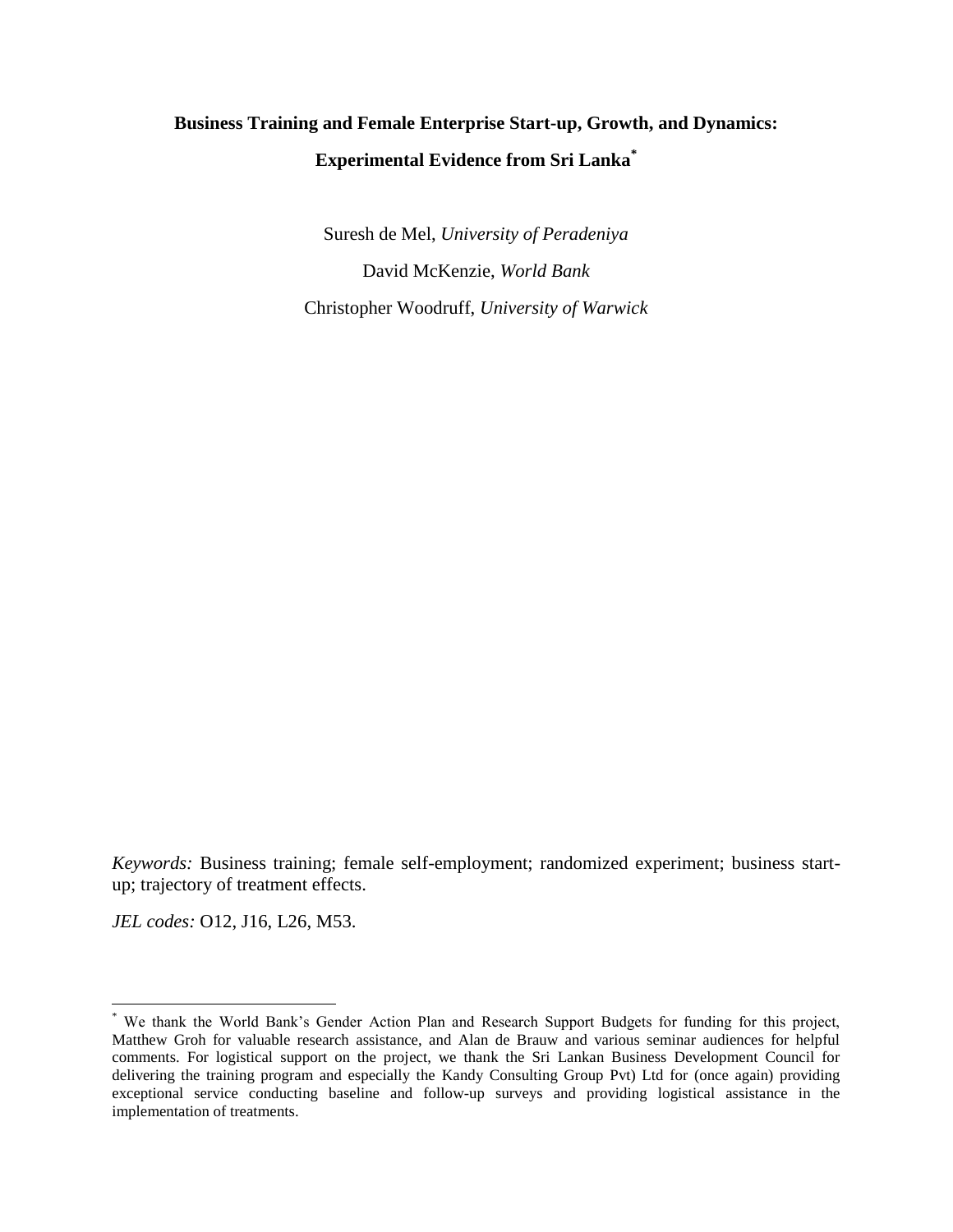# Business Training and Female Enterprise Start-up, Growth, and Dynamics: Experimental Evidence from Sri Lanka[*]

Suresh de Mel, *University of Peradeniya*

David McKenzie, *World Bank*

Christopher Woodruff, *University of Warwick*

*Keywords:* Business training; female self-employment; randomized experiment; business start-up; trajectory of treatment effects.

*JEL codes:* O12, J16, L26, M53.

---

[*] We thank the World Bank's Gender Action Plan and Research Support Budgets for funding for this project, Matthew Groh for valuable research assistance, and Alan de Brauw and various seminar audiences for helpful comments. For logistical support on the project, we thank the Sri Lankan Business Development Council for delivering the training program and especially the Kandy Consulting Group Pvt) Ltd for (once again) providing exceptional service conducting baseline and follow-up surveys and providing logistical assistance in the implementation of treatments.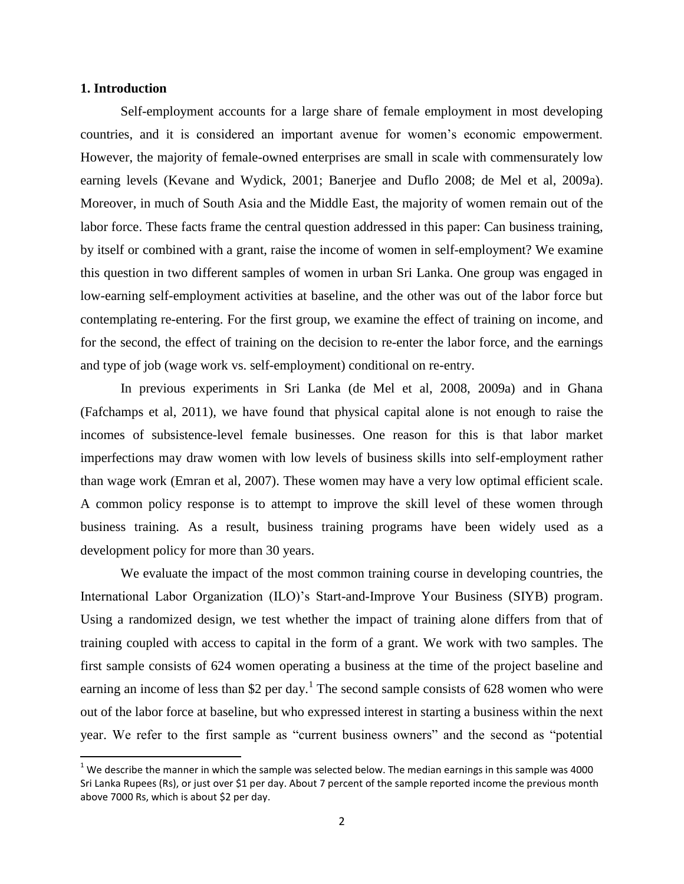## 1. Introduction

Self-employment accounts for a large share of female employment in most developing countries, and it is considered an important avenue for women's economic empowerment. However, the majority of female-owned enterprises are small in scale with commensurately low earning levels (Kevane and Wydick, 2001; Banerjee and Duflo 2008; de Mel et al, 2009a). Moreover, in much of South Asia and the Middle East, the majority of women remain out of the labor force. These facts frame the central question addressed in this paper: Can business training, by itself or combined with a grant, raise the income of women in self-employment? We examine this question in two different samples of women in urban Sri Lanka. One group was engaged in low-earning self-employment activities at baseline, and the other was out of the labor force but contemplating re-entering. For the first group, we examine the effect of training on income, and for the second, the effect of training on the decision to re-enter the labor force, and the earnings and type of job (wage work vs. self-employment) conditional on re-entry.

In previous experiments in Sri Lanka (de Mel et al, 2008, 2009a) and in Ghana (Fafchamps et al, 2011), we have found that physical capital alone is not enough to raise the incomes of subsistence-level female businesses. One reason for this is that labor market imperfections may draw women with low levels of business skills into self-employment rather than wage work (Emran et al, 2007). These women may have a very low optimal efficient scale. A common policy response is to attempt to improve the skill level of these women through business training. As a result, business training programs have been widely used as a development policy for more than 30 years.

We evaluate the impact of the most common training course in developing countries, the International Labor Organization (ILO)'s Start-and-Improve Your Business (SIYB) program. Using a randomized design, we test whether the impact of training alone differs from that of training coupled with access to capital in the form of a grant. We work with two samples. The first sample consists of 624 women operating a business at the time of the project baseline and earning an income of less than $2 per day.[1] The second sample consists of 628 women who were out of the labor force at baseline, but who expressed interest in starting a business within the next year. We refer to the first sample as "current business owners" and the second as "potential

[1] We describe the manner in which the sample was selected below. The median earnings in this sample was 4000 Sri Lanka Rupees (Rs), or just over $1 per day. About 7 percent of the sample reported income the previous month above 7000 Rs, which is about $2 per day.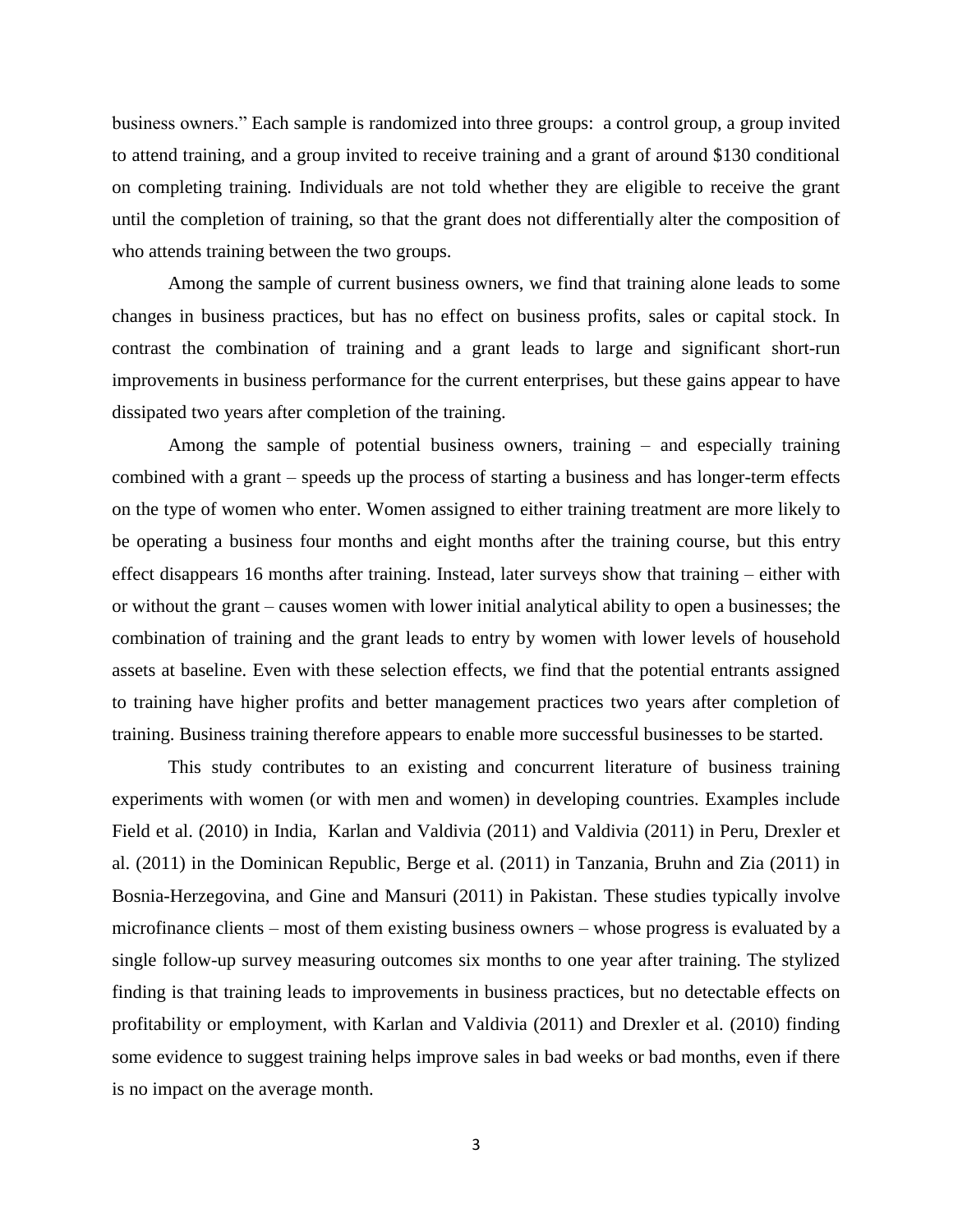business owners." Each sample is randomized into three groups: a control group, a group invited to attend training, and a group invited to receive training and a grant of around \$130 conditional on completing training. Individuals are not told whether they are eligible to receive the grant until the completion of training, so that the grant does not differentially alter the composition of who attends training between the two groups.

Among the sample of current business owners, we find that training alone leads to some changes in business practices, but has no effect on business profits, sales or capital stock. In contrast the combination of training and a grant leads to large and significant short-run improvements in business performance for the current enterprises, but these gains appear to have dissipated two years after completion of the training.

Among the sample of potential business owners, training – and especially training combined with a grant – speeds up the process of starting a business and has longer-term effects on the type of women who enter. Women assigned to either training treatment are more likely to be operating a business four months and eight months after the training course, but this entry effect disappears 16 months after training. Instead, later surveys show that training – either with or without the grant – causes women with lower initial analytical ability to open a businesses; the combination of training and the grant leads to entry by women with lower levels of household assets at baseline. Even with these selection effects, we find that the potential entrants assigned to training have higher profits and better management practices two years after completion of training. Business training therefore appears to enable more successful businesses to be started.

This study contributes to an existing and concurrent literature of business training experiments with women (or with men and women) in developing countries. Examples include Field et al. (2010) in India, Karlan and Valdivia (2011) and Valdivia (2011) in Peru, Drexler et al. (2011) in the Dominican Republic, Berge et al. (2011) in Tanzania, Bruhn and Zia (2011) in Bosnia-Herzegovina, and Gine and Mansuri (2011) in Pakistan. These studies typically involve microfinance clients – most of them existing business owners – whose progress is evaluated by a single follow-up survey measuring outcomes six months to one year after training. The stylized finding is that training leads to improvements in business practices, but no detectable effects on profitability or employment, with Karlan and Valdivia (2011) and Drexler et al. (2010) finding some evidence to suggest training helps improve sales in bad weeks or bad months, even if there is no impact on the average month.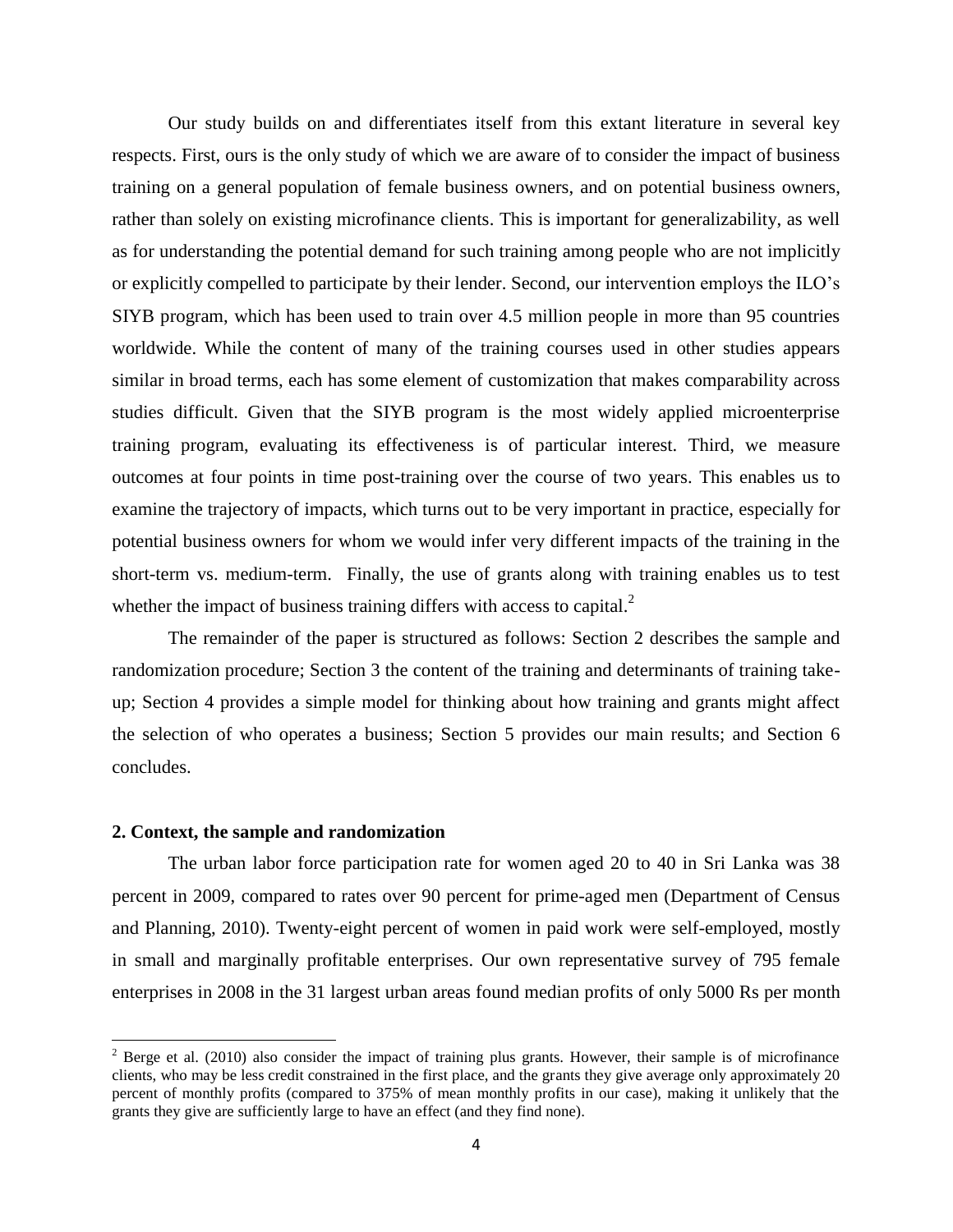Our study builds on and differentiates itself from this extant literature in several key respects. First, ours is the only study of which we are aware of to consider the impact of business training on a general population of female business owners, and on potential business owners, rather than solely on existing microfinance clients. This is important for generalizability, as well as for understanding the potential demand for such training among people who are not implicitly or explicitly compelled to participate by their lender. Second, our intervention employs the ILO's SIYB program, which has been used to train over 4.5 million people in more than 95 countries worldwide. While the content of many of the training courses used in other studies appears similar in broad terms, each has some element of customization that makes comparability across studies difficult. Given that the SIYB program is the most widely applied microenterprise training program, evaluating its effectiveness is of particular interest. Third, we measure outcomes at four points in time post-training over the course of two years. This enables us to examine the trajectory of impacts, which turns out to be very important in practice, especially for potential business owners for whom we would infer very different impacts of the training in the short-term vs. medium-term. Finally, the use of grants along with training enables us to test whether the impact of business training differs with access to capital.[2]

The remainder of the paper is structured as follows: Section 2 describes the sample and randomization procedure; Section 3 the content of the training and determinants of training take-up; Section 4 provides a simple model for thinking about how training and grants might affect the selection of who operates a business; Section 5 provides our main results; and Section 6 concludes.

## 2. Context, the sample and randomization

The urban labor force participation rate for women aged 20 to 40 in Sri Lanka was 38 percent in 2009, compared to rates over 90 percent for prime-aged men (Department of Census and Planning, 2010). Twenty-eight percent of women in paid work were self-employed, mostly in small and marginally profitable enterprises. Our own representative survey of 795 female enterprises in 2008 in the 31 largest urban areas found median profits of only 5000 Rs per month

[2] Berge et al. (2010) also consider the impact of training plus grants. However, their sample is of microfinance clients, who may be less credit constrained in the first place, and the grants they give average only approximately 20 percent of monthly profits (compared to 375% of mean monthly profits in our case), making it unlikely that the grants they give are sufficiently large to have an effect (and they find none).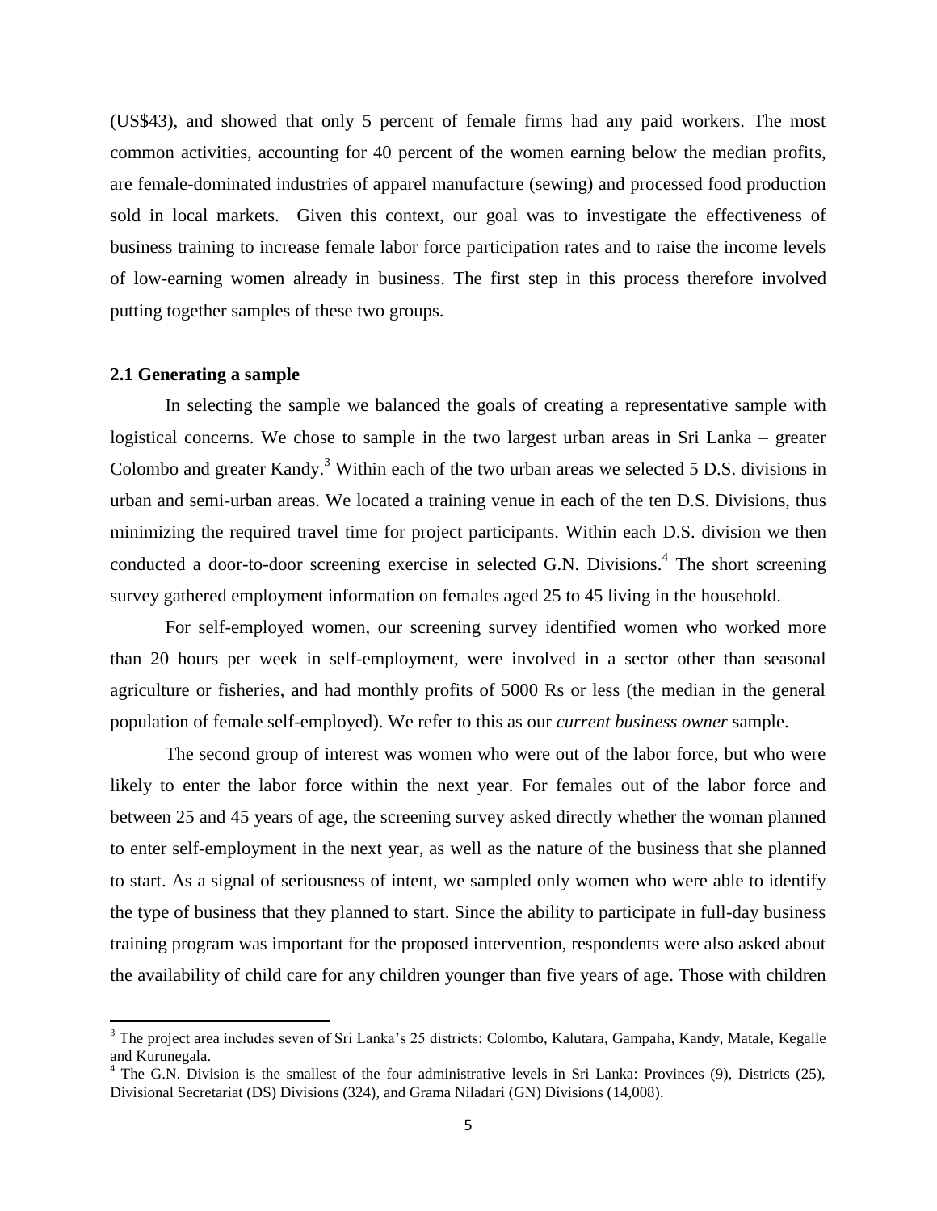(US$43), and showed that only 5 percent of female firms had any paid workers. The most common activities, accounting for 40 percent of the women earning below the median profits, are female-dominated industries of apparel manufacture (sewing) and processed food production sold in local markets. Given this context, our goal was to investigate the effectiveness of business training to increase female labor force participation rates and to raise the income levels of low-earning women already in business. The first step in this process therefore involved putting together samples of these two groups.

### 2.1 Generating a sample

In selecting the sample we balanced the goals of creating a representative sample with logistical concerns. We chose to sample in the two largest urban areas in Sri Lanka – greater Colombo and greater Kandy.[3] Within each of the two urban areas we selected 5 D.S. divisions in urban and semi-urban areas. We located a training venue in each of the ten D.S. Divisions, thus minimizing the required travel time for project participants. Within each D.S. division we then conducted a door-to-door screening exercise in selected G.N. Divisions.[4] The short screening survey gathered employment information on females aged 25 to 45 living in the household.

For self-employed women, our screening survey identified women who worked more than 20 hours per week in self-employment, were involved in a sector other than seasonal agriculture or fisheries, and had monthly profits of 5000 Rs or less (the median in the general population of female self-employed). We refer to this as our *current business owner* sample.

The second group of interest was women who were out of the labor force, but who were likely to enter the labor force within the next year. For females out of the labor force and between 25 and 45 years of age, the screening survey asked directly whether the woman planned to enter self-employment in the next year, as well as the nature of the business that she planned to start. As a signal of seriousness of intent, we sampled only women who were able to identify the type of business that they planned to start. Since the ability to participate in full-day business training program was important for the proposed intervention, respondents were also asked about the availability of child care for any children younger than five years of age. Those with children

[3] The project area includes seven of Sri Lanka's 25 districts: Colombo, Kalutara, Gampaha, Kandy, Matale, Kegalle and Kurunegala.

[4] The G.N. Division is the smallest of the four administrative levels in Sri Lanka: Provinces (9), Districts (25), Divisional Secretariat (DS) Divisions (324), and Grama Niladari (GN) Divisions (14,008).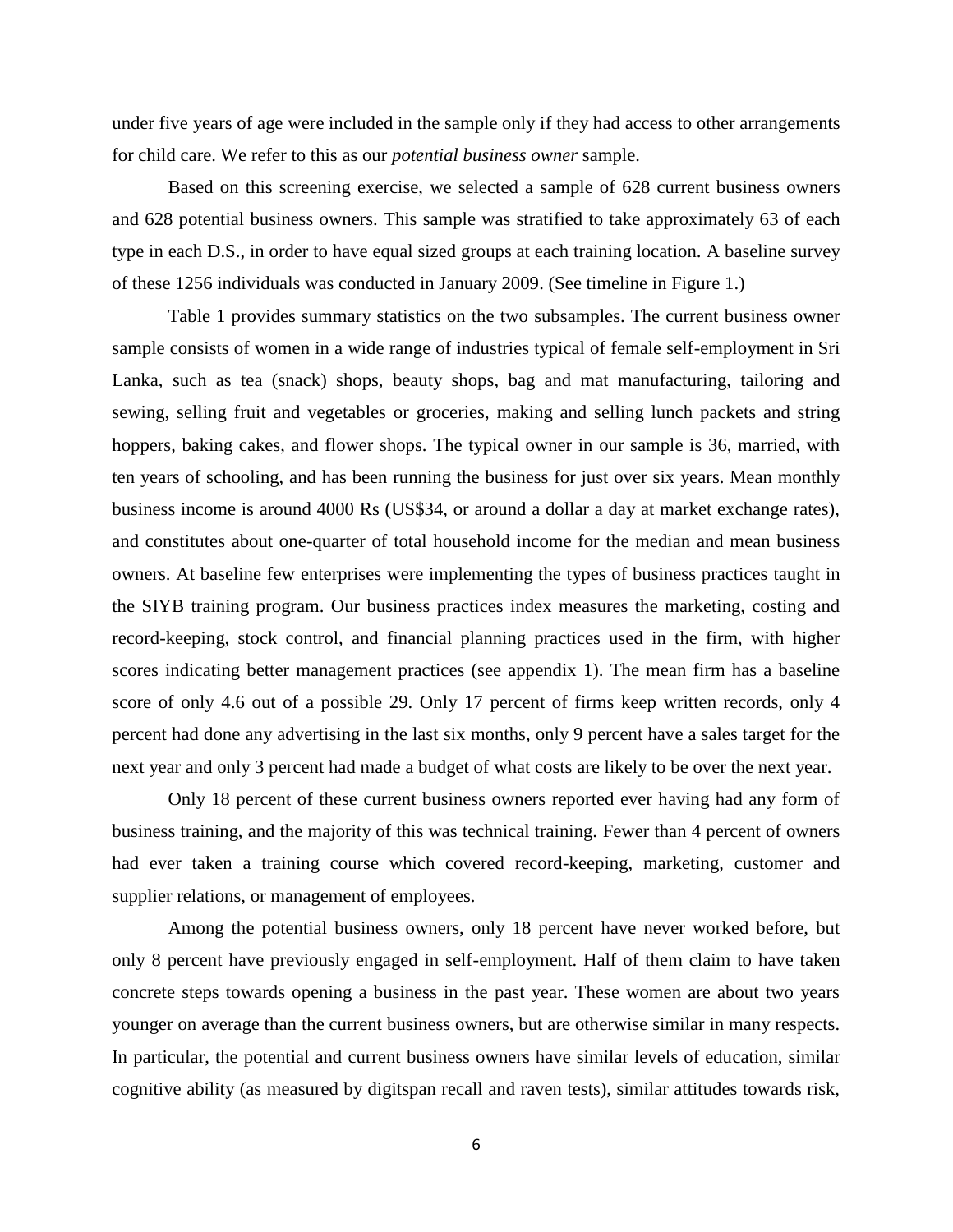under five years of age were included in the sample only if they had access to other arrangements for child care. We refer to this as our *potential business owner* sample.

Based on this screening exercise, we selected a sample of 628 current business owners and 628 potential business owners. This sample was stratified to take approximately 63 of each type in each D.S., in order to have equal sized groups at each training location. A baseline survey of these 1256 individuals was conducted in January 2009. (See timeline in Figure 1.)

Table 1 provides summary statistics on the two subsamples. The current business owner sample consists of women in a wide range of industries typical of female self-employment in Sri Lanka, such as tea (snack) shops, beauty shops, bag and mat manufacturing, tailoring and sewing, selling fruit and vegetables or groceries, making and selling lunch packets and string hoppers, baking cakes, and flower shops. The typical owner in our sample is 36, married, with ten years of schooling, and has been running the business for just over six years. Mean monthly business income is around 4000 Rs (US$34, or around a dollar a day at market exchange rates), and constitutes about one-quarter of total household income for the median and mean business owners. At baseline few enterprises were implementing the types of business practices taught in the SIYB training program. Our business practices index measures the marketing, costing and record-keeping, stock control, and financial planning practices used in the firm, with higher scores indicating better management practices (see appendix 1). The mean firm has a baseline score of only 4.6 out of a possible 29. Only 17 percent of firms keep written records, only 4 percent had done any advertising in the last six months, only 9 percent have a sales target for the next year and only 3 percent had made a budget of what costs are likely to be over the next year.

Only 18 percent of these current business owners reported ever having had any form of business training, and the majority of this was technical training. Fewer than 4 percent of owners had ever taken a training course which covered record-keeping, marketing, customer and supplier relations, or management of employees.

Among the potential business owners, only 18 percent have never worked before, but only 8 percent have previously engaged in self-employment. Half of them claim to have taken concrete steps towards opening a business in the past year. These women are about two years younger on average than the current business owners, but are otherwise similar in many respects. In particular, the potential and current business owners have similar levels of education, similar cognitive ability (as measured by digitspan recall and raven tests), similar attitudes towards risk,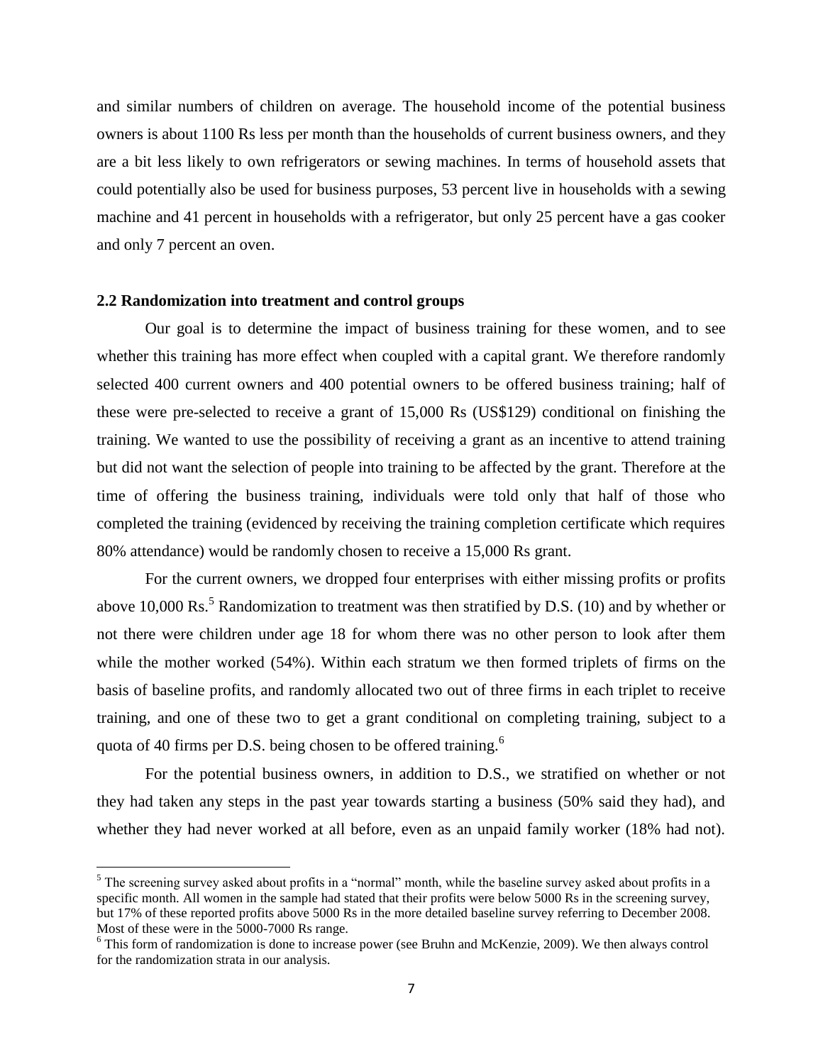and similar numbers of children on average. The household income of the potential business owners is about 1100 Rs less per month than the households of current business owners, and they are a bit less likely to own refrigerators or sewing machines. In terms of household assets that could potentially also be used for business purposes, 53 percent live in households with a sewing machine and 41 percent in households with a refrigerator, but only 25 percent have a gas cooker and only 7 percent an oven.

### 2.2 Randomization into treatment and control groups

Our goal is to determine the impact of business training for these women, and to see whether this training has more effect when coupled with a capital grant. We therefore randomly selected 400 current owners and 400 potential owners to be offered business training; half of these were pre-selected to receive a grant of 15,000 Rs (US$129) conditional on finishing the training. We wanted to use the possibility of receiving a grant as an incentive to attend training but did not want the selection of people into training to be affected by the grant. Therefore at the time of offering the business training, individuals were told only that half of those who completed the training (evidenced by receiving the training completion certificate which requires 80% attendance) would be randomly chosen to receive a 15,000 Rs grant.

For the current owners, we dropped four enterprises with either missing profits or profits above 10,000 Rs.[5] Randomization to treatment was then stratified by D.S. (10) and by whether or not there were children under age 18 for whom there was no other person to look after them while the mother worked (54%). Within each stratum we then formed triplets of firms on the basis of baseline profits, and randomly allocated two out of three firms in each triplet to receive training, and one of these two to get a grant conditional on completing training, subject to a quota of 40 firms per D.S. being chosen to be offered training.[6]

For the potential business owners, in addition to D.S., we stratified on whether or not they had taken any steps in the past year towards starting a business (50% said they had), and whether they had never worked at all before, even as an unpaid family worker (18% had not).

---

[5] The screening survey asked about profits in a "normal" month, while the baseline survey asked about profits in a specific month. All women in the sample had stated that their profits were below 5000 Rs in the screening survey, but 17% of these reported profits above 5000 Rs in the more detailed baseline survey referring to December 2008. Most of these were in the 5000-7000 Rs range.

[6] This form of randomization is done to increase power (see Bruhn and McKenzie, 2009). We then always control for the randomization strata in our analysis.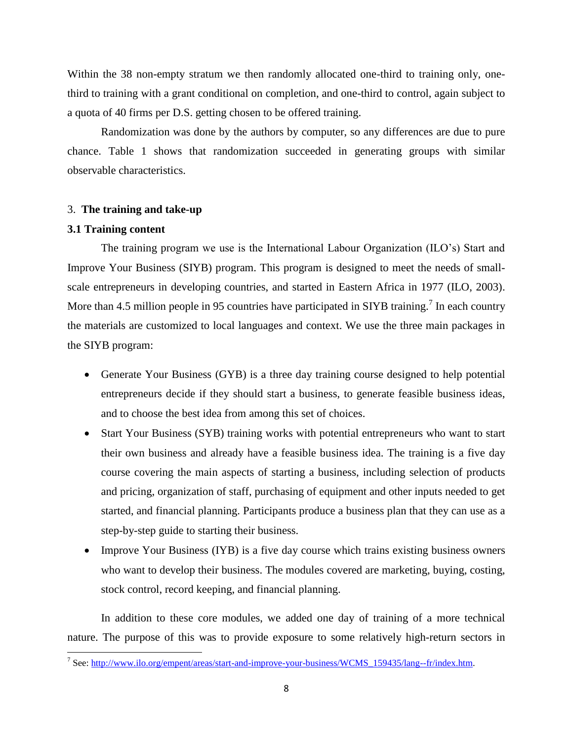Within the 38 non-empty stratum we then randomly allocated one-third to training only, one-third to training with a grant conditional on completion, and one-third to control, again subject to a quota of 40 firms per D.S. getting chosen to be offered training.

Randomization was done by the authors by computer, so any differences are due to pure chance. Table 1 shows that randomization succeeded in generating groups with similar observable characteristics.

## 3. The training and take-up

### 3.1 Training content

The training program we use is the International Labour Organization (ILO's) Start and Improve Your Business (SIYB) program. This program is designed to meet the needs of small-scale entrepreneurs in developing countries, and started in Eastern Africa in 1977 (ILO, 2003). More than 4.5 million people in 95 countries have participated in SIYB training.[7] In each country the materials are customized to local languages and context. We use the three main packages in the SIYB program:

- Generate Your Business (GYB) is a three day training course designed to help potential entrepreneurs decide if they should start a business, to generate feasible business ideas, and to choose the best idea from among this set of choices.
- Start Your Business (SYB) training works with potential entrepreneurs who want to start their own business and already have a feasible business idea. The training is a five day course covering the main aspects of starting a business, including selection of products and pricing, organization of staff, purchasing of equipment and other inputs needed to get started, and financial planning. Participants produce a business plan that they can use as a step-by-step guide to starting their business.
- Improve Your Business (IYB) is a five day course which trains existing business owners who want to develop their business. The modules covered are marketing, buying, costing, stock control, record keeping, and financial planning.

In addition to these core modules, we added one day of training of a more technical nature. The purpose of this was to provide exposure to some relatively high-return sectors in

[7] See: http://www.ilo.org/empent/areas/start-and-improve-your-business/WCMS_159435/lang--fr/index.htm.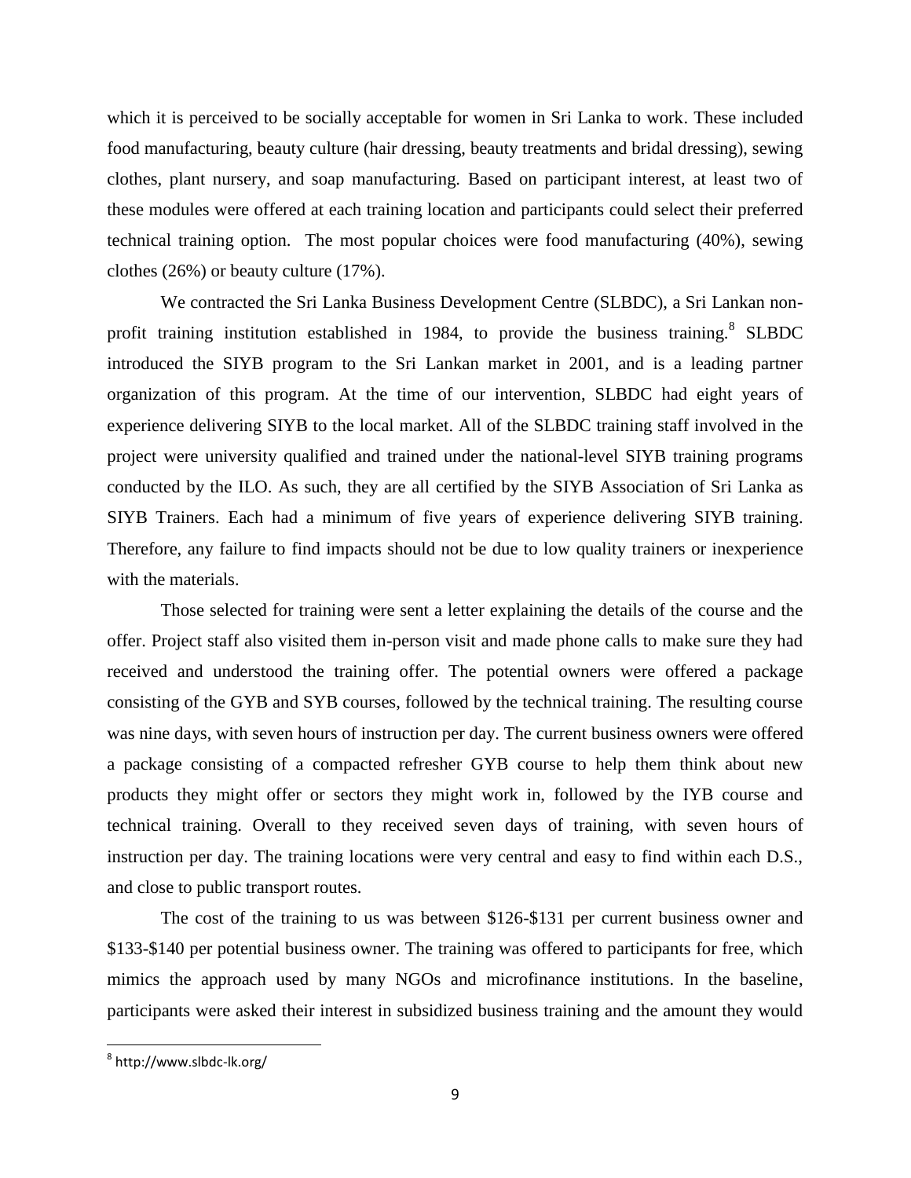which it is perceived to be socially acceptable for women in Sri Lanka to work. These included food manufacturing, beauty culture (hair dressing, beauty treatments and bridal dressing), sewing clothes, plant nursery, and soap manufacturing. Based on participant interest, at least two of these modules were offered at each training location and participants could select their preferred technical training option. The most popular choices were food manufacturing (40%), sewing clothes (26%) or beauty culture (17%).

We contracted the Sri Lanka Business Development Centre (SLBDC), a Sri Lankan non-profit training institution established in 1984, to provide the business training.[8] SLBDC introduced the SIYB program to the Sri Lankan market in 2001, and is a leading partner organization of this program. At the time of our intervention, SLBDC had eight years of experience delivering SIYB to the local market. All of the SLBDC training staff involved in the project were university qualified and trained under the national-level SIYB training programs conducted by the ILO. As such, they are all certified by the SIYB Association of Sri Lanka as SIYB Trainers. Each had a minimum of five years of experience delivering SIYB training. Therefore, any failure to find impacts should not be due to low quality trainers or inexperience with the materials.

Those selected for training were sent a letter explaining the details of the course and the offer. Project staff also visited them in-person visit and made phone calls to make sure they had received and understood the training offer. The potential owners were offered a package consisting of the GYB and SYB courses, followed by the technical training. The resulting course was nine days, with seven hours of instruction per day. The current business owners were offered a package consisting of a compacted refresher GYB course to help them think about new products they might offer or sectors they might work in, followed by the IYB course and technical training. Overall to they received seven days of training, with seven hours of instruction per day. The training locations were very central and easy to find within each D.S., and close to public transport routes.

The cost of the training to us was between $126-$131 per current business owner and $133-$140 per potential business owner. The training was offered to participants for free, which mimics the approach used by many NGOs and microfinance institutions. In the baseline, participants were asked their interest in subsidized business training and the amount they would

[8] http://www.slbdc-lk.org/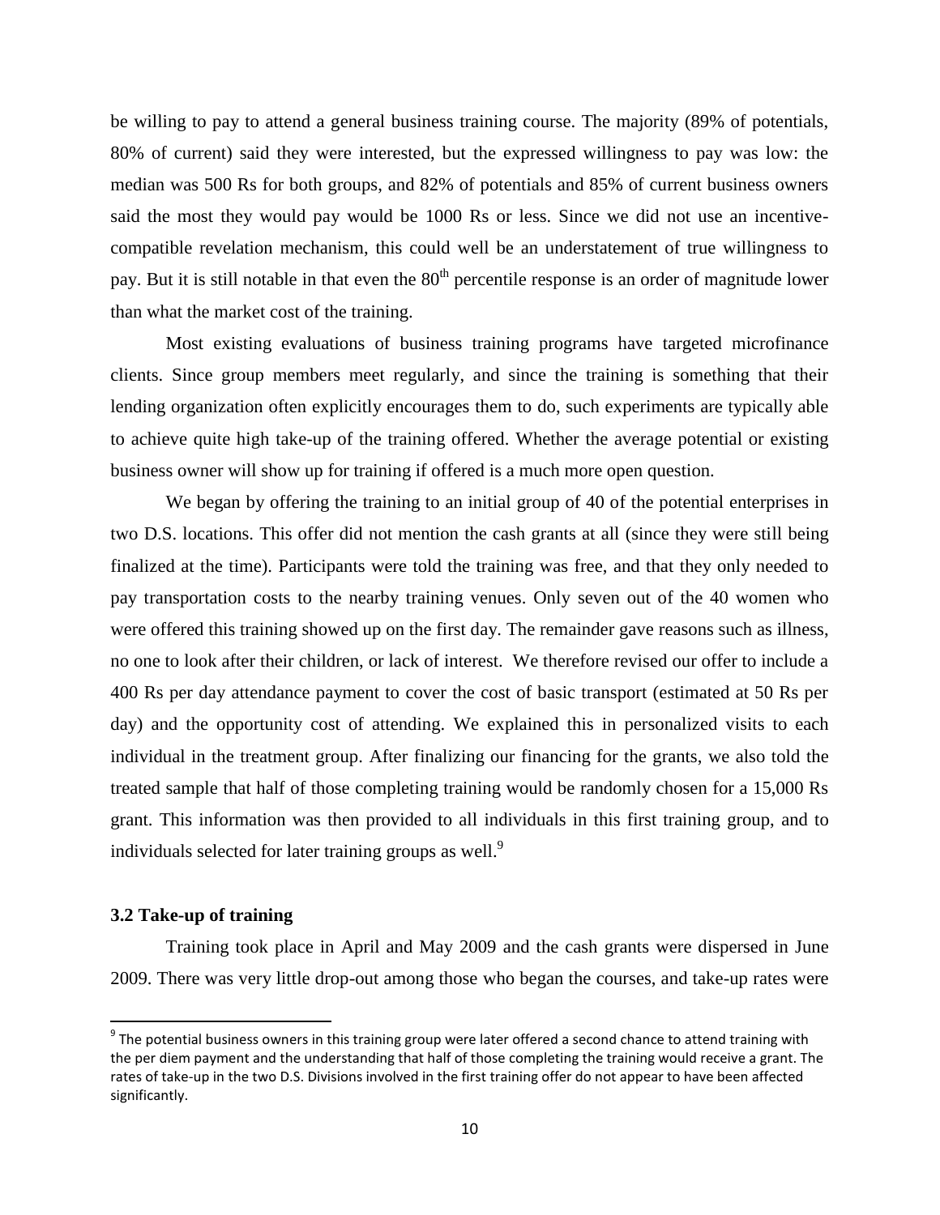be willing to pay to attend a general business training course. The majority (89% of potentials, 80% of current) said they were interested, but the expressed willingness to pay was low: the median was 500 Rs for both groups, and 82% of potentials and 85% of current business owners said the most they would pay would be 1000 Rs or less. Since we did not use an incentive-compatible revelation mechanism, this could well be an understatement of true willingness to pay. But it is still notable in that even the 80th percentile response is an order of magnitude lower than what the market cost of the training.

Most existing evaluations of business training programs have targeted microfinance clients. Since group members meet regularly, and since the training is something that their lending organization often explicitly encourages them to do, such experiments are typically able to achieve quite high take-up of the training offered. Whether the average potential or existing business owner will show up for training if offered is a much more open question.

We began by offering the training to an initial group of 40 of the potential enterprises in two D.S. locations. This offer did not mention the cash grants at all (since they were still being finalized at the time). Participants were told the training was free, and that they only needed to pay transportation costs to the nearby training venues. Only seven out of the 40 women who were offered this training showed up on the first day. The remainder gave reasons such as illness, no one to look after their children, or lack of interest. We therefore revised our offer to include a 400 Rs per day attendance payment to cover the cost of basic transport (estimated at 50 Rs per day) and the opportunity cost of attending. We explained this in personalized visits to each individual in the treatment group. After finalizing our financing for the grants, we also told the treated sample that half of those completing training would be randomly chosen for a 15,000 Rs grant. This information was then provided to all individuals in this first training group, and to individuals selected for later training groups as well.[9]

### 3.2 Take-up of training

Training took place in April and May 2009 and the cash grants were dispersed in June 2009. There was very little drop-out among those who began the courses, and take-up rates were

[9] The potential business owners in this training group were later offered a second chance to attend training with the per diem payment and the understanding that half of those completing the training would receive a grant. The rates of take-up in the two D.S. Divisions involved in the first training offer do not appear to have been affected significantly.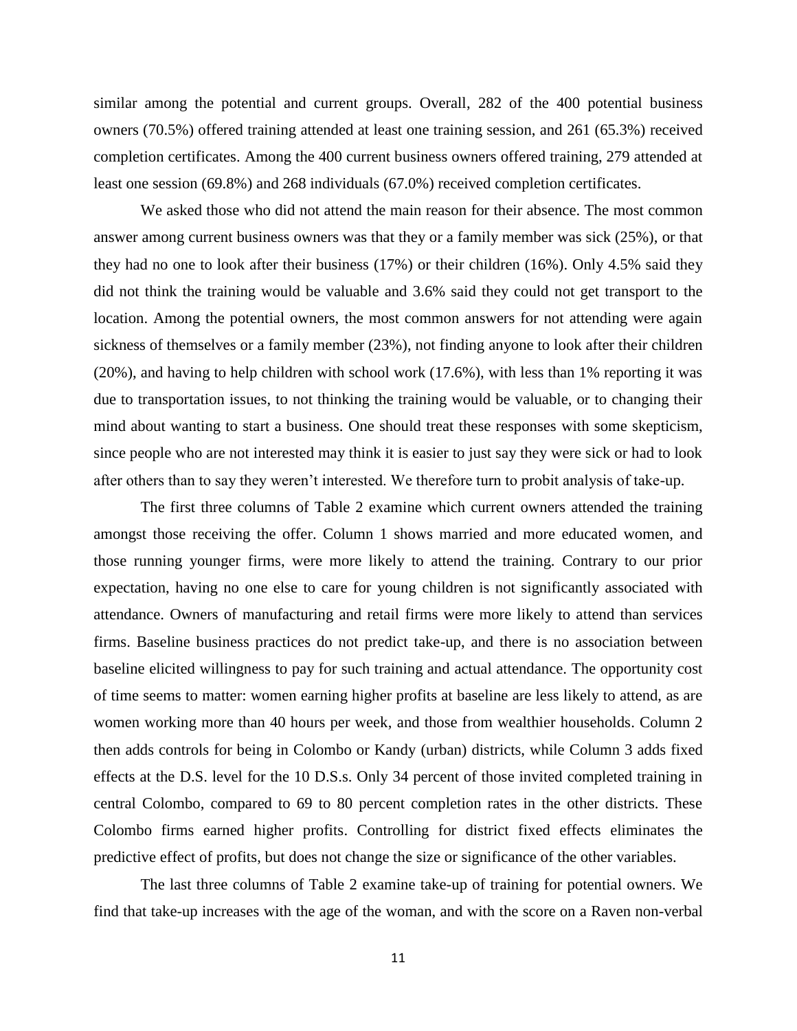similar among the potential and current groups. Overall, 282 of the 400 potential business owners (70.5%) offered training attended at least one training session, and 261 (65.3%) received completion certificates. Among the 400 current business owners offered training, 279 attended at least one session (69.8%) and 268 individuals (67.0%) received completion certificates.

We asked those who did not attend the main reason for their absence. The most common answer among current business owners was that they or a family member was sick (25%), or that they had no one to look after their business (17%) or their children (16%). Only 4.5% said they did not think the training would be valuable and 3.6% said they could not get transport to the location. Among the potential owners, the most common answers for not attending were again sickness of themselves or a family member (23%), not finding anyone to look after their children (20%), and having to help children with school work (17.6%), with less than 1% reporting it was due to transportation issues, to not thinking the training would be valuable, or to changing their mind about wanting to start a business. One should treat these responses with some skepticism, since people who are not interested may think it is easier to just say they were sick or had to look after others than to say they weren't interested. We therefore turn to probit analysis of take-up.

The first three columns of Table 2 examine which current owners attended the training amongst those receiving the offer. Column 1 shows married and more educated women, and those running younger firms, were more likely to attend the training. Contrary to our prior expectation, having no one else to care for young children is not significantly associated with attendance. Owners of manufacturing and retail firms were more likely to attend than services firms. Baseline business practices do not predict take-up, and there is no association between baseline elicited willingness to pay for such training and actual attendance. The opportunity cost of time seems to matter: women earning higher profits at baseline are less likely to attend, as are women working more than 40 hours per week, and those from wealthier households. Column 2 then adds controls for being in Colombo or Kandy (urban) districts, while Column 3 adds fixed effects at the D.S. level for the 10 D.S.s. Only 34 percent of those invited completed training in central Colombo, compared to 69 to 80 percent completion rates in the other districts. These Colombo firms earned higher profits. Controlling for district fixed effects eliminates the predictive effect of profits, but does not change the size or significance of the other variables.

The last three columns of Table 2 examine take-up of training for potential owners. We find that take-up increases with the age of the woman, and with the score on a Raven non-verbal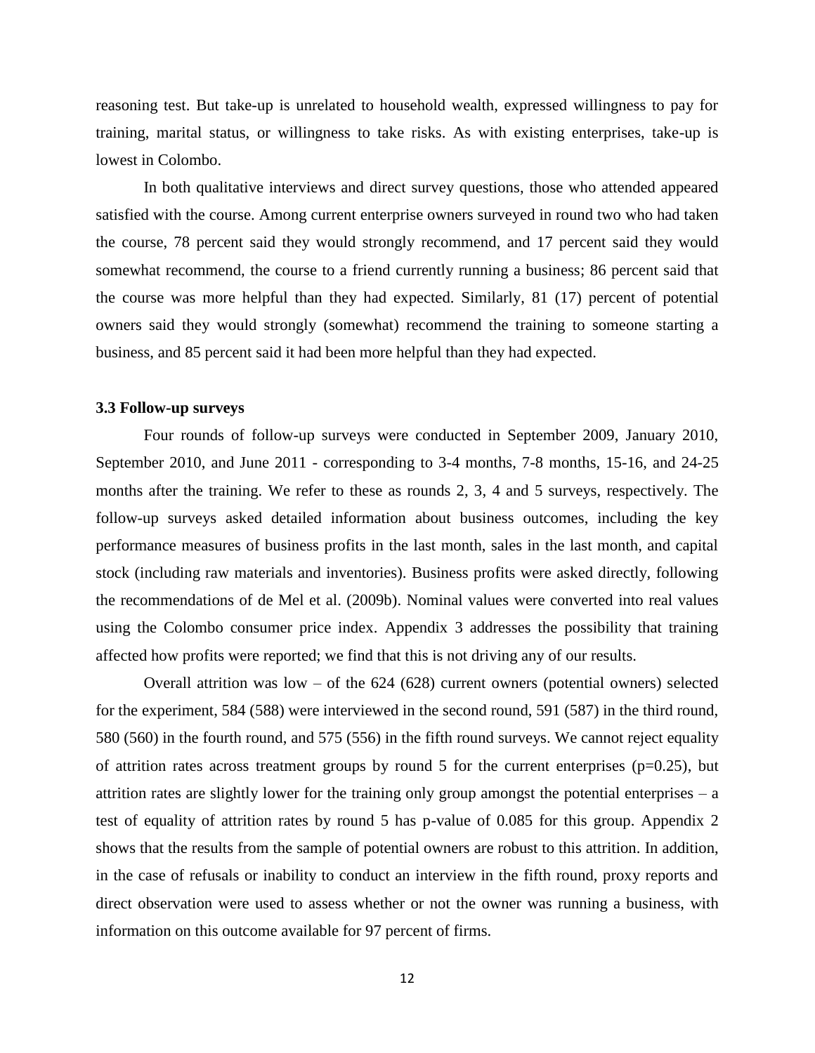reasoning test. But take-up is unrelated to household wealth, expressed willingness to pay for training, marital status, or willingness to take risks. As with existing enterprises, take-up is lowest in Colombo.

In both qualitative interviews and direct survey questions, those who attended appeared satisfied with the course. Among current enterprise owners surveyed in round two who had taken the course, 78 percent said they would strongly recommend, and 17 percent said they would somewhat recommend, the course to a friend currently running a business; 86 percent said that the course was more helpful than they had expected. Similarly, 81 (17) percent of potential owners said they would strongly (somewhat) recommend the training to someone starting a business, and 85 percent said it had been more helpful than they had expected.

### 3.3 Follow-up surveys

Four rounds of follow-up surveys were conducted in September 2009, January 2010, September 2010, and June 2011 - corresponding to 3-4 months, 7-8 months, 15-16, and 24-25 months after the training. We refer to these as rounds 2, 3, 4 and 5 surveys, respectively. The follow-up surveys asked detailed information about business outcomes, including the key performance measures of business profits in the last month, sales in the last month, and capital stock (including raw materials and inventories). Business profits were asked directly, following the recommendations of de Mel et al. (2009b). Nominal values were converted into real values using the Colombo consumer price index. Appendix 3 addresses the possibility that training affected how profits were reported; we find that this is not driving any of our results.

Overall attrition was low – of the 624 (628) current owners (potential owners) selected for the experiment, 584 (588) were interviewed in the second round, 591 (587) in the third round, 580 (560) in the fourth round, and 575 (556) in the fifth round surveys. We cannot reject equality of attrition rates across treatment groups by round 5 for the current enterprises (p=0.25), but attrition rates are slightly lower for the training only group amongst the potential enterprises – a test of equality of attrition rates by round 5 has p-value of 0.085 for this group. Appendix 2 shows that the results from the sample of potential owners are robust to this attrition. In addition, in the case of refusals or inability to conduct an interview in the fifth round, proxy reports and direct observation were used to assess whether or not the owner was running a business, with information on this outcome available for 97 percent of firms.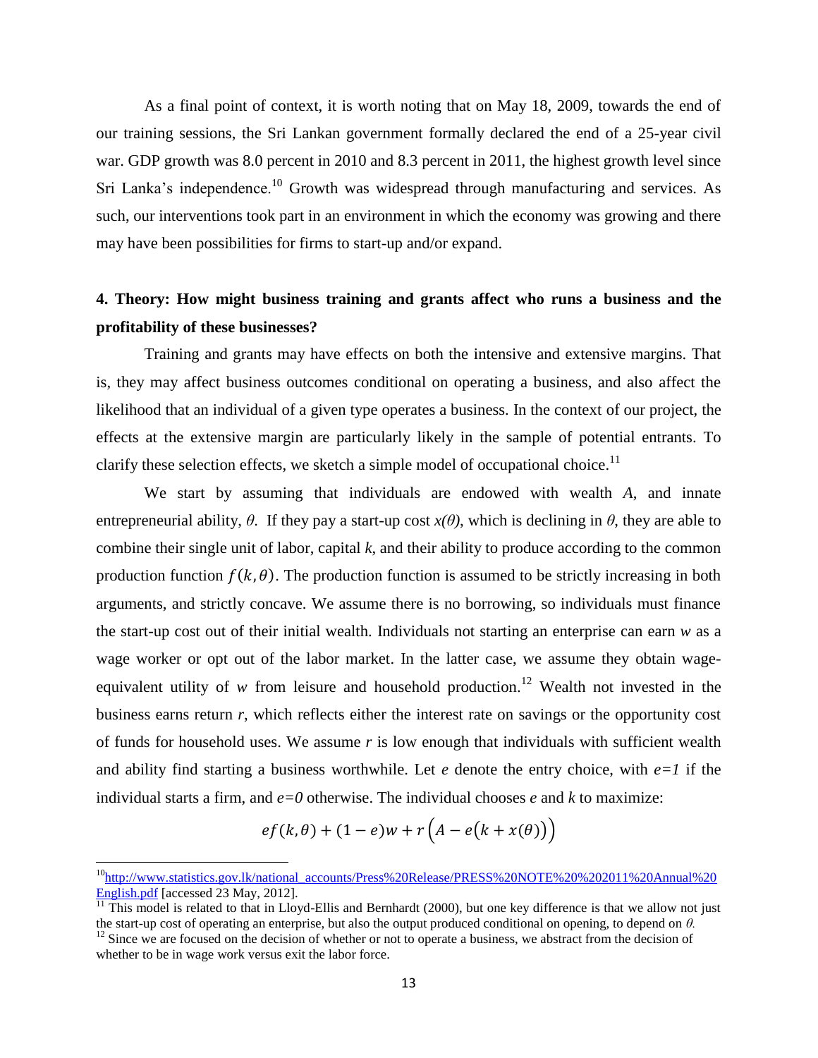As a final point of context, it is worth noting that on May 18, 2009, towards the end of our training sessions, the Sri Lankan government formally declared the end of a 25-year civil war. GDP growth was 8.0 percent in 2010 and 8.3 percent in 2011, the highest growth level since Sri Lanka's independence.[10] Growth was widespread through manufacturing and services. As such, our interventions took part in an environment in which the economy was growing and there may have been possibilities for firms to start-up and/or expand.

## 4. Theory: How might business training and grants affect who runs a business and the profitability of these businesses?

Training and grants may have effects on both the intensive and extensive margins. That is, they may affect business outcomes conditional on operating a business, and also affect the likelihood that an individual of a given type operates a business. In the context of our project, the effects at the extensive margin are particularly likely in the sample of potential entrants. To clarify these selection effects, we sketch a simple model of occupational choice.[11]

We start by assuming that individuals are endowed with wealth $A$, and innate entrepreneurial ability, $\theta$. If they pay a start-up cost $x(\theta)$, which is declining in $\theta$, they are able to combine their single unit of labor, capital $k$, and their ability to produce according to the common production function $f(k,\theta)$. The production function is assumed to be strictly increasing in both arguments, and strictly concave. We assume there is no borrowing, so individuals must finance the start-up cost out of their initial wealth. Individuals not starting an enterprise can earn $w$ as a wage worker or opt out of the labor market. In the latter case, we assume they obtain wage-equivalent utility of $w$ from leisure and household production.[12] Wealth not invested in the business earns return $r$, which reflects either the interest rate on savings or the opportunity cost of funds for household uses. We assume $r$ is low enough that individuals with sufficient wealth and ability find starting a business worthwhile. Let $e$ denote the entry choice, with $e=1$ if the individual starts a firm, and $e=0$ otherwise. The individual chooses $e$ and $k$ to maximize:

$$ef(k,\theta) + (1-e)w + r\left(A - e\big(k + x(\theta)\big)\right)$$

---

[10] http://www.statistics.gov.lk/national_accounts/Press%20Release/PRESS%20NOTE%20%202011%20Annual%20English.pdf [accessed 23 May, 2012].

[11] This model is related to that in Lloyd-Ellis and Bernhardt (2000), but one key difference is that we allow not just the start-up cost of operating an enterprise, but also the output produced conditional on opening, to depend on $\theta$.

[12] Since we are focused on the decision of whether or not to operate a business, we abstract from the decision of whether to be in wage work versus exit the labor force.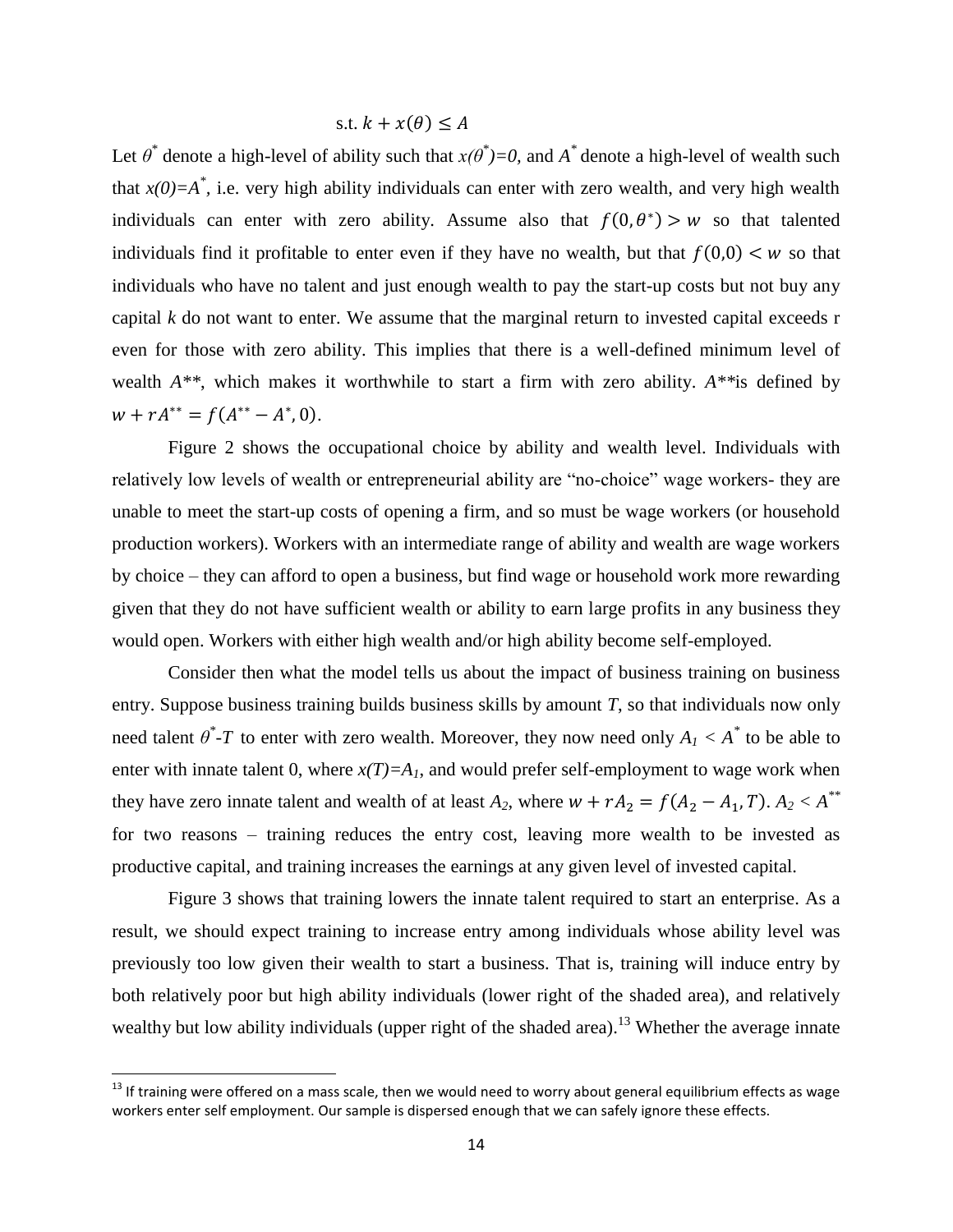$$\text{s.t. } k + x(\theta) \leq A$$

Let $\theta^*$ denote a high-level of ability such that $x(\theta^*)=0$, and $A^*$ denote a high-level of wealth such that $x(0)=A^*$, i.e. very high ability individuals can enter with zero wealth, and very high wealth individuals can enter with zero ability. Assume also that $f(0, \theta^*) > w$ so that talented individuals find it profitable to enter even if they have no wealth, but that $f(0,0) < w$ so that individuals who have no talent and just enough wealth to pay the start-up costs but not buy any capital $k$ do not want to enter. We assume that the marginal return to invested capital exceeds r even for those with zero ability. This implies that there is a well-defined minimum level of wealth $A^{**}$, which makes it worthwhile to start a firm with zero ability. $A^{**}$is defined by $w + rA^{**} = f(A^{**} - A^*, 0)$.

Figure 2 shows the occupational choice by ability and wealth level. Individuals with relatively low levels of wealth or entrepreneurial ability are "no-choice" wage workers- they are unable to meet the start-up costs of opening a firm, and so must be wage workers (or household production workers). Workers with an intermediate range of ability and wealth are wage workers by choice – they can afford to open a business, but find wage or household work more rewarding given that they do not have sufficient wealth or ability to earn large profits in any business they would open. Workers with either high wealth and/or high ability become self-employed.

Consider then what the model tells us about the impact of business training on business entry. Suppose business training builds business skills by amount $T$, so that individuals now only need talent $\theta^*$-$T$ to enter with zero wealth. Moreover, they now need only $A_1 < A^*$ to be able to enter with innate talent 0, where $x(T)=A_1$, and would prefer self-employment to wage work when they have zero innate talent and wealth of at least $A_2$, where $w + rA_2 = f(A_2 - A_1, T)$. $A_2 < A^{**}$ for two reasons – training reduces the entry cost, leaving more wealth to be invested as productive capital, and training increases the earnings at any given level of invested capital.

Figure 3 shows that training lowers the innate talent required to start an enterprise. As a result, we should expect training to increase entry among individuals whose ability level was previously too low given their wealth to start a business. That is, training will induce entry by both relatively poor but high ability individuals (lower right of the shaded area), and relatively wealthy but low ability individuals (upper right of the shaded area).[13] Whether the average innate

[13] If training were offered on a mass scale, then we would need to worry about general equilibrium effects as wage workers enter self employment. Our sample is dispersed enough that we can safely ignore these effects.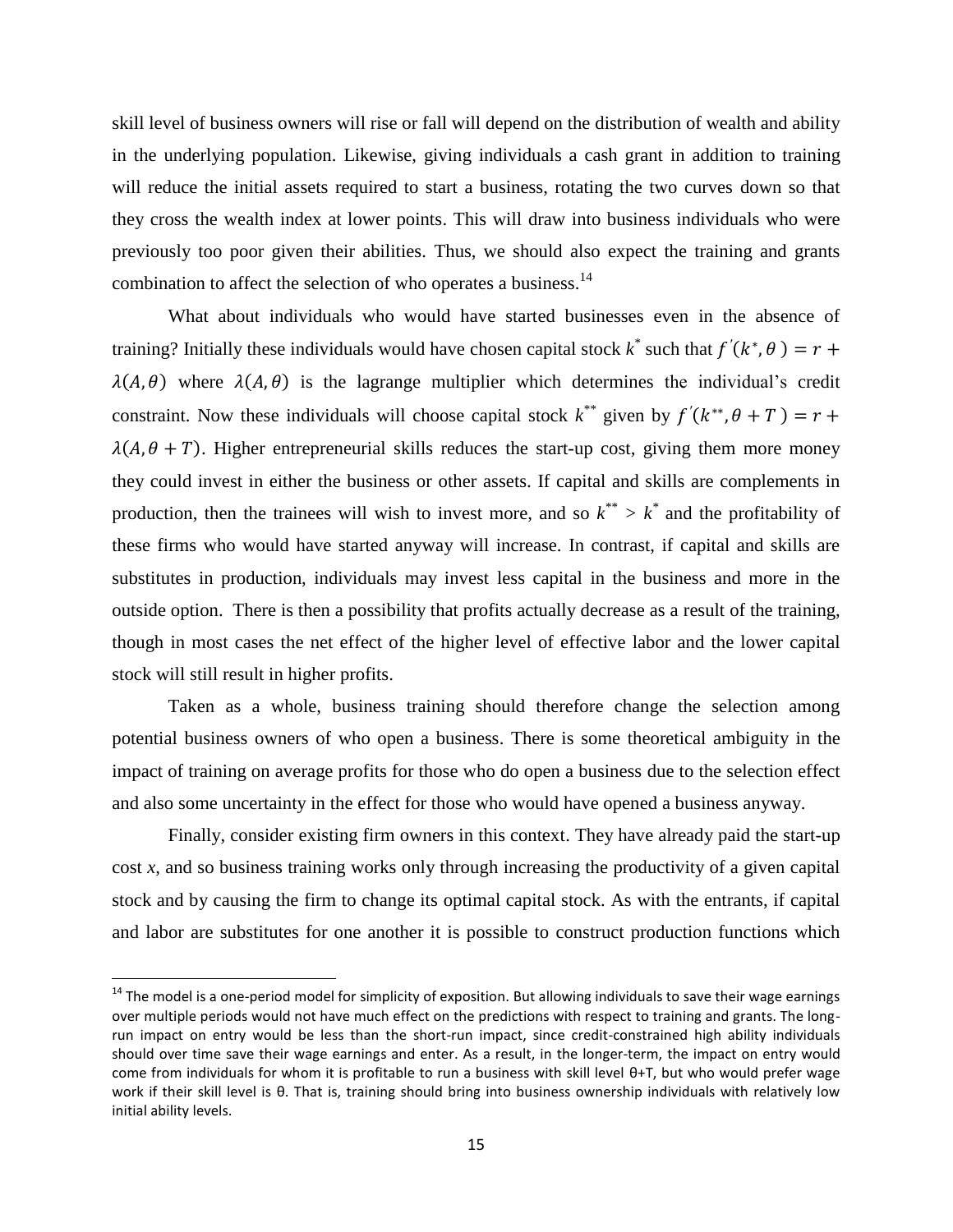skill level of business owners will rise or fall will depend on the distribution of wealth and ability in the underlying population. Likewise, giving individuals a cash grant in addition to training will reduce the initial assets required to start a business, rotating the two curves down so that they cross the wealth index at lower points. This will draw into business individuals who were previously too poor given their abilities. Thus, we should also expect the training and grants combination to affect the selection of who operates a business.[14]

What about individuals who would have started businesses even in the absence of training? Initially these individuals would have chosen capital stock $k^*$ such that $f'(k^*, \theta) = r + \lambda(A, \theta)$ where $\lambda(A, \theta)$ is the lagrange multiplier which determines the individual's credit constraint. Now these individuals will choose capital stock $k^{**}$ given by $f'(k^{**}, \theta + T) = r + \lambda(A, \theta + T)$. Higher entrepreneurial skills reduces the start-up cost, giving them more money they could invest in either the business or other assets. If capital and skills are complements in production, then the trainees will wish to invest more, and so $k^{**} > k^*$ and the profitability of these firms who would have started anyway will increase. In contrast, if capital and skills are substitutes in production, individuals may invest less capital in the business and more in the outside option. There is then a possibility that profits actually decrease as a result of the training, though in most cases the net effect of the higher level of effective labor and the lower capital stock will still result in higher profits.

Taken as a whole, business training should therefore change the selection among potential business owners of who open a business. There is some theoretical ambiguity in the impact of training on average profits for those who do open a business due to the selection effect and also some uncertainty in the effect for those who would have opened a business anyway.

Finally, consider existing firm owners in this context. They have already paid the start-up cost *x*, and so business training works only through increasing the productivity of a given capital stock and by causing the firm to change its optimal capital stock. As with the entrants, if capital and labor are substitutes for one another it is possible to construct production functions which

---

[14] The model is a one-period model for simplicity of exposition. But allowing individuals to save their wage earnings over multiple periods would not have much effect on the predictions with respect to training and grants. The long-run impact on entry would be less than the short-run impact, since credit-constrained high ability individuals should over time save their wage earnings and enter. As a result, in the longer-term, the impact on entry would come from individuals for whom it is profitable to run a business with skill level $\theta$+T, but who would prefer wage work if their skill level is $\theta$. That is, training should bring into business ownership individuals with relatively low initial ability levels.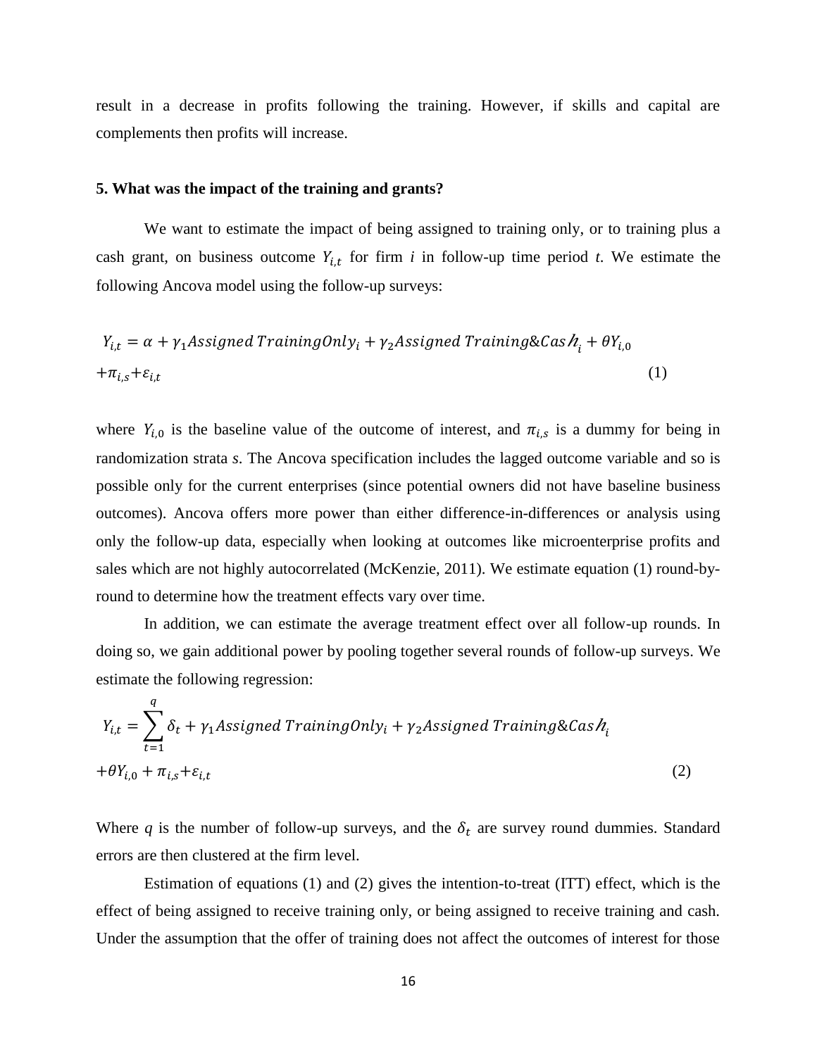result in a decrease in profits following the training. However, if skills and capital are complements then profits will increase.

### 5. What was the impact of the training and grants?

We want to estimate the impact of being assigned to training only, or to training plus a cash grant, on business outcome $Y_{i,t}$ for firm *i* in follow-up time period *t*. We estimate the following Ancova model using the follow-up surveys:

$$Y_{i,t} = \alpha + \gamma_1 Assigned\ TrainingOnly_i + \gamma_2 Assigned\ Training\&Cash_i + \theta Y_{i,0} + \pi_{i,s} + \varepsilon_{i,t} \tag{1}$$

where $Y_{i,0}$ is the baseline value of the outcome of interest, and $\pi_{i,s}$ is a dummy for being in randomization strata *s*. The Ancova specification includes the lagged outcome variable and so is possible only for the current enterprises (since potential owners did not have baseline business outcomes). Ancova offers more power than either difference-in-differences or analysis using only the follow-up data, especially when looking at outcomes like microenterprise profits and sales which are not highly autocorrelated (McKenzie, 2011). We estimate equation (1) round-by-round to determine how the treatment effects vary over time.

In addition, we can estimate the average treatment effect over all follow-up rounds. In doing so, we gain additional power by pooling together several rounds of follow-up surveys. We estimate the following regression:

$$Y_{i,t} = \sum_{t=1}^{q} \delta_t + \gamma_1 Assigned\ TrainingOnly_i + \gamma_2 Assigned\ Training\&Cash_i + \theta Y_{i,0} + \pi_{i,s} + \varepsilon_{i,t} \tag{2}$$

Where $q$ is the number of follow-up surveys, and the $\delta_t$ are survey round dummies. Standard errors are then clustered at the firm level.

Estimation of equations (1) and (2) gives the intention-to-treat (ITT) effect, which is the effect of being assigned to receive training only, or being assigned to receive training and cash. Under the assumption that the offer of training does not affect the outcomes of interest for those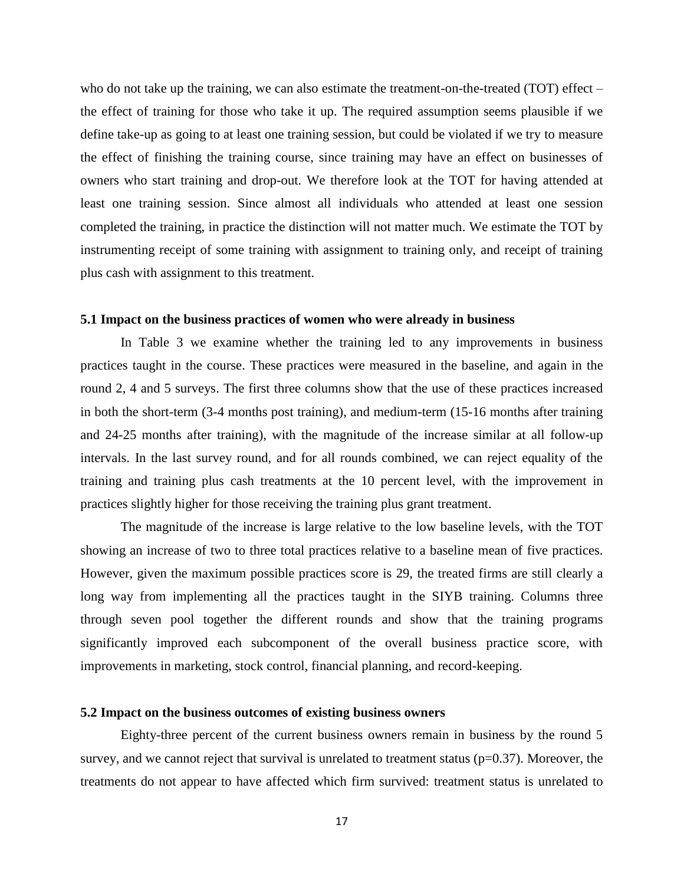who do not take up the training, we can also estimate the treatment-on-the-treated (TOT) effect – the effect of training for those who take it up. The required assumption seems plausible if we define take-up as going to at least one training session, but could be violated if we try to measure the effect of finishing the training course, since training may have an effect on businesses of owners who start training and drop-out. We therefore look at the TOT for having attended at least one training session. Since almost all individuals who attended at least one session completed the training, in practice the distinction will not matter much. We estimate the TOT by instrumenting receipt of some training with assignment to training only, and receipt of training plus cash with assignment to this treatment.

### 5.1 Impact on the business practices of women who were already in business

In Table 3 we examine whether the training led to any improvements in business practices taught in the course. These practices were measured in the baseline, and again in the round 2, 4 and 5 surveys. The first three columns show that the use of these practices increased in both the short-term (3-4 months post training), and medium-term (15-16 months after training and 24-25 months after training), with the magnitude of the increase similar at all follow-up intervals. In the last survey round, and for all rounds combined, we can reject equality of the training and training plus cash treatments at the 10 percent level, with the improvement in practices slightly higher for those receiving the training plus grant treatment.

The magnitude of the increase is large relative to the low baseline levels, with the TOT showing an increase of two to three total practices relative to a baseline mean of five practices. However, given the maximum possible practices score is 29, the treated firms are still clearly a long way from implementing all the practices taught in the SIYB training. Columns three through seven pool together the different rounds and show that the training programs significantly improved each subcomponent of the overall business practice score, with improvements in marketing, stock control, financial planning, and record-keeping.

### 5.2 Impact on the business outcomes of existing business owners

Eighty-three percent of the current business owners remain in business by the round 5 survey, and we cannot reject that survival is unrelated to treatment status (p=0.37). Moreover, the treatments do not appear to have affected which firm survived: treatment status is unrelated to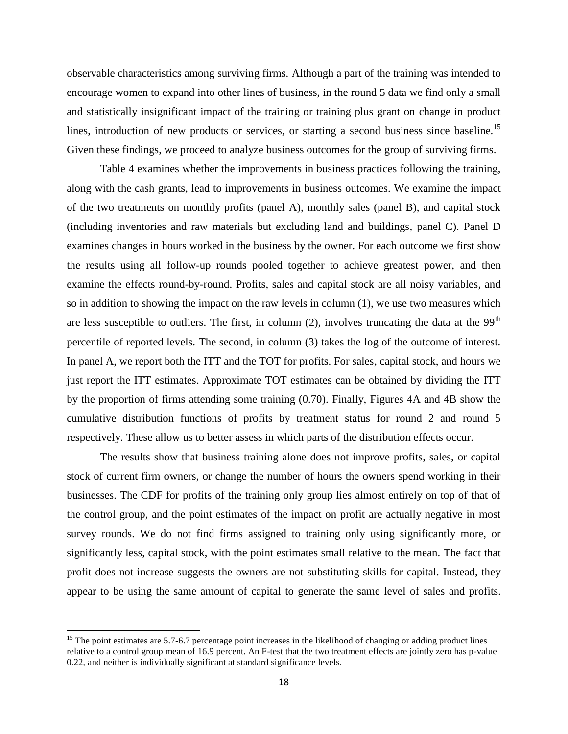observable characteristics among surviving firms. Although a part of the training was intended to encourage women to expand into other lines of business, in the round 5 data we find only a small and statistically insignificant impact of the training or training plus grant on change in product lines, introduction of new products or services, or starting a second business since baseline.[15] Given these findings, we proceed to analyze business outcomes for the group of surviving firms.

Table 4 examines whether the improvements in business practices following the training, along with the cash grants, lead to improvements in business outcomes. We examine the impact of the two treatments on monthly profits (panel A), monthly sales (panel B), and capital stock (including inventories and raw materials but excluding land and buildings, panel C). Panel D examines changes in hours worked in the business by the owner. For each outcome we first show the results using all follow-up rounds pooled together to achieve greatest power, and then examine the effects round-by-round. Profits, sales and capital stock are all noisy variables, and so in addition to showing the impact on the raw levels in column (1), we use two measures which are less susceptible to outliers. The first, in column (2), involves truncating the data at the 99$^{th}$ percentile of reported levels. The second, in column (3) takes the log of the outcome of interest. In panel A, we report both the ITT and the TOT for profits. For sales, capital stock, and hours we just report the ITT estimates. Approximate TOT estimates can be obtained by dividing the ITT by the proportion of firms attending some training (0.70). Finally, Figures 4A and 4B show the cumulative distribution functions of profits by treatment status for round 2 and round 5 respectively. These allow us to better assess in which parts of the distribution effects occur.

The results show that business training alone does not improve profits, sales, or capital stock of current firm owners, or change the number of hours the owners spend working in their businesses. The CDF for profits of the training only group lies almost entirely on top of that of the control group, and the point estimates of the impact on profit are actually negative in most survey rounds. We do not find firms assigned to training only using significantly more, or significantly less, capital stock, with the point estimates small relative to the mean. The fact that profit does not increase suggests the owners are not substituting skills for capital. Instead, they appear to be using the same amount of capital to generate the same level of sales and profits.

[15] The point estimates are 5.7-6.7 percentage point increases in the likelihood of changing or adding product lines relative to a control group mean of 16.9 percent. An F-test that the two treatment effects are jointly zero has p-value 0.22, and neither is individually significant at standard significance levels.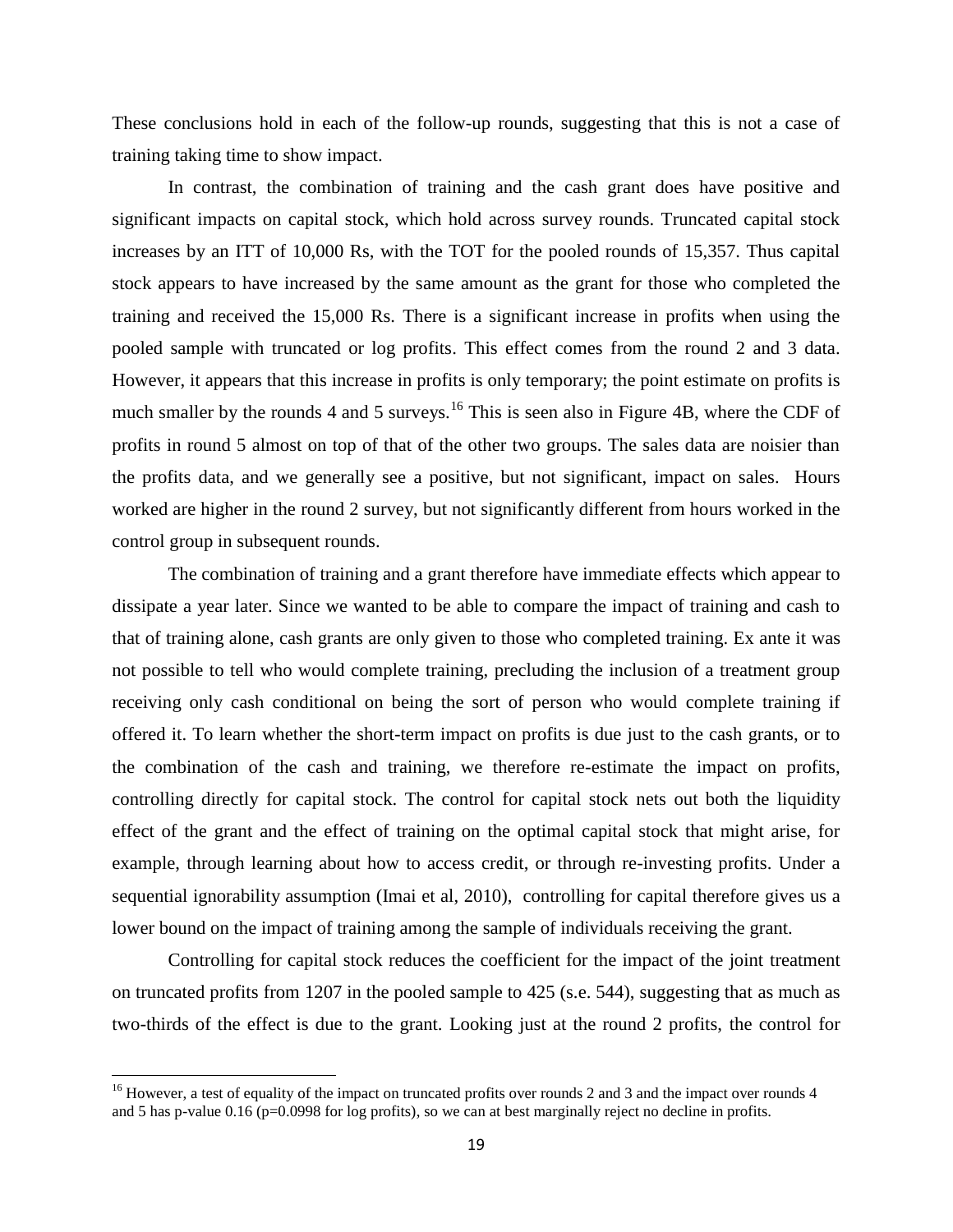These conclusions hold in each of the follow-up rounds, suggesting that this is not a case of training taking time to show impact.

In contrast, the combination of training and the cash grant does have positive and significant impacts on capital stock, which hold across survey rounds. Truncated capital stock increases by an ITT of 10,000 Rs, with the TOT for the pooled rounds of 15,357. Thus capital stock appears to have increased by the same amount as the grant for those who completed the training and received the 15,000 Rs. There is a significant increase in profits when using the pooled sample with truncated or log profits. This effect comes from the round 2 and 3 data. However, it appears that this increase in profits is only temporary; the point estimate on profits is much smaller by the rounds 4 and 5 surveys.[16] This is seen also in Figure 4B, where the CDF of profits in round 5 almost on top of that of the other two groups. The sales data are noisier than the profits data, and we generally see a positive, but not significant, impact on sales. Hours worked are higher in the round 2 survey, but not significantly different from hours worked in the control group in subsequent rounds.

The combination of training and a grant therefore have immediate effects which appear to dissipate a year later. Since we wanted to be able to compare the impact of training and cash to that of training alone, cash grants are only given to those who completed training. Ex ante it was not possible to tell who would complete training, precluding the inclusion of a treatment group receiving only cash conditional on being the sort of person who would complete training if offered it. To learn whether the short-term impact on profits is due just to the cash grants, or to the combination of the cash and training, we therefore re-estimate the impact on profits, controlling directly for capital stock. The control for capital stock nets out both the liquidity effect of the grant and the effect of training on the optimal capital stock that might arise, for example, through learning about how to access credit, or through re-investing profits. Under a sequential ignorability assumption (Imai et al, 2010), controlling for capital therefore gives us a lower bound on the impact of training among the sample of individuals receiving the grant.

Controlling for capital stock reduces the coefficient for the impact of the joint treatment on truncated profits from 1207 in the pooled sample to 425 (s.e. 544), suggesting that as much as two-thirds of the effect is due to the grant. Looking just at the round 2 profits, the control for

[16] However, a test of equality of the impact on truncated profits over rounds 2 and 3 and the impact over rounds 4 and 5 has p-value 0.16 (p=0.0998 for log profits), so we can at best marginally reject no decline in profits.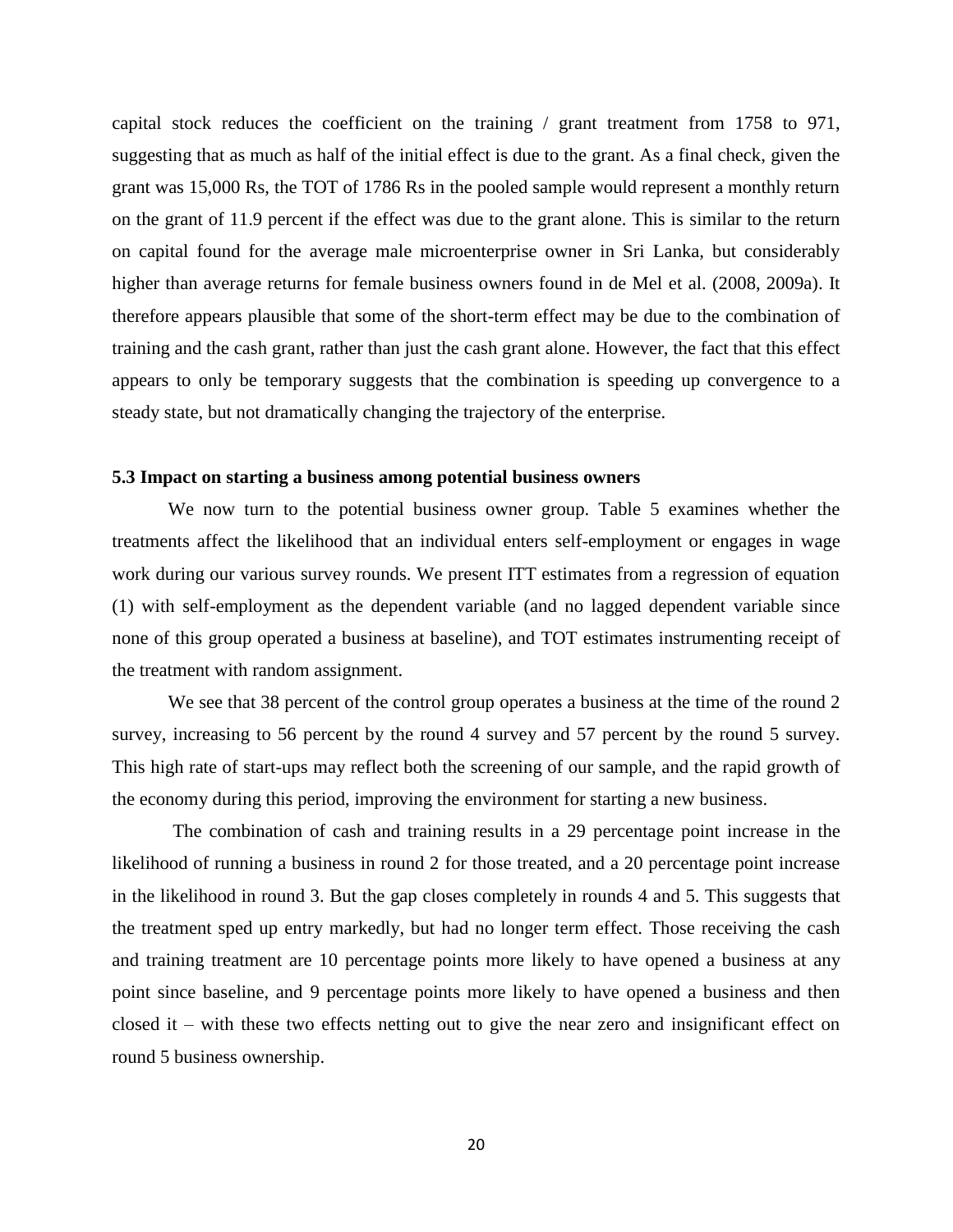capital stock reduces the coefficient on the training / grant treatment from 1758 to 971, suggesting that as much as half of the initial effect is due to the grant. As a final check, given the grant was 15,000 Rs, the TOT of 1786 Rs in the pooled sample would represent a monthly return on the grant of 11.9 percent if the effect was due to the grant alone. This is similar to the return on capital found for the average male microenterprise owner in Sri Lanka, but considerably higher than average returns for female business owners found in de Mel et al. (2008, 2009a). It therefore appears plausible that some of the short-term effect may be due to the combination of training and the cash grant, rather than just the cash grant alone. However, the fact that this effect appears to only be temporary suggests that the combination is speeding up convergence to a steady state, but not dramatically changing the trajectory of the enterprise.

### 5.3 Impact on starting a business among potential business owners

We now turn to the potential business owner group. Table 5 examines whether the treatments affect the likelihood that an individual enters self-employment or engages in wage work during our various survey rounds. We present ITT estimates from a regression of equation (1) with self-employment as the dependent variable (and no lagged dependent variable since none of this group operated a business at baseline), and TOT estimates instrumenting receipt of the treatment with random assignment.

We see that 38 percent of the control group operates a business at the time of the round 2 survey, increasing to 56 percent by the round 4 survey and 57 percent by the round 5 survey. This high rate of start-ups may reflect both the screening of our sample, and the rapid growth of the economy during this period, improving the environment for starting a new business.

The combination of cash and training results in a 29 percentage point increase in the likelihood of running a business in round 2 for those treated, and a 20 percentage point increase in the likelihood in round 3. But the gap closes completely in rounds 4 and 5. This suggests that the treatment sped up entry markedly, but had no longer term effect. Those receiving the cash and training treatment are 10 percentage points more likely to have opened a business at any point since baseline, and 9 percentage points more likely to have opened a business and then closed it – with these two effects netting out to give the near zero and insignificant effect on round 5 business ownership.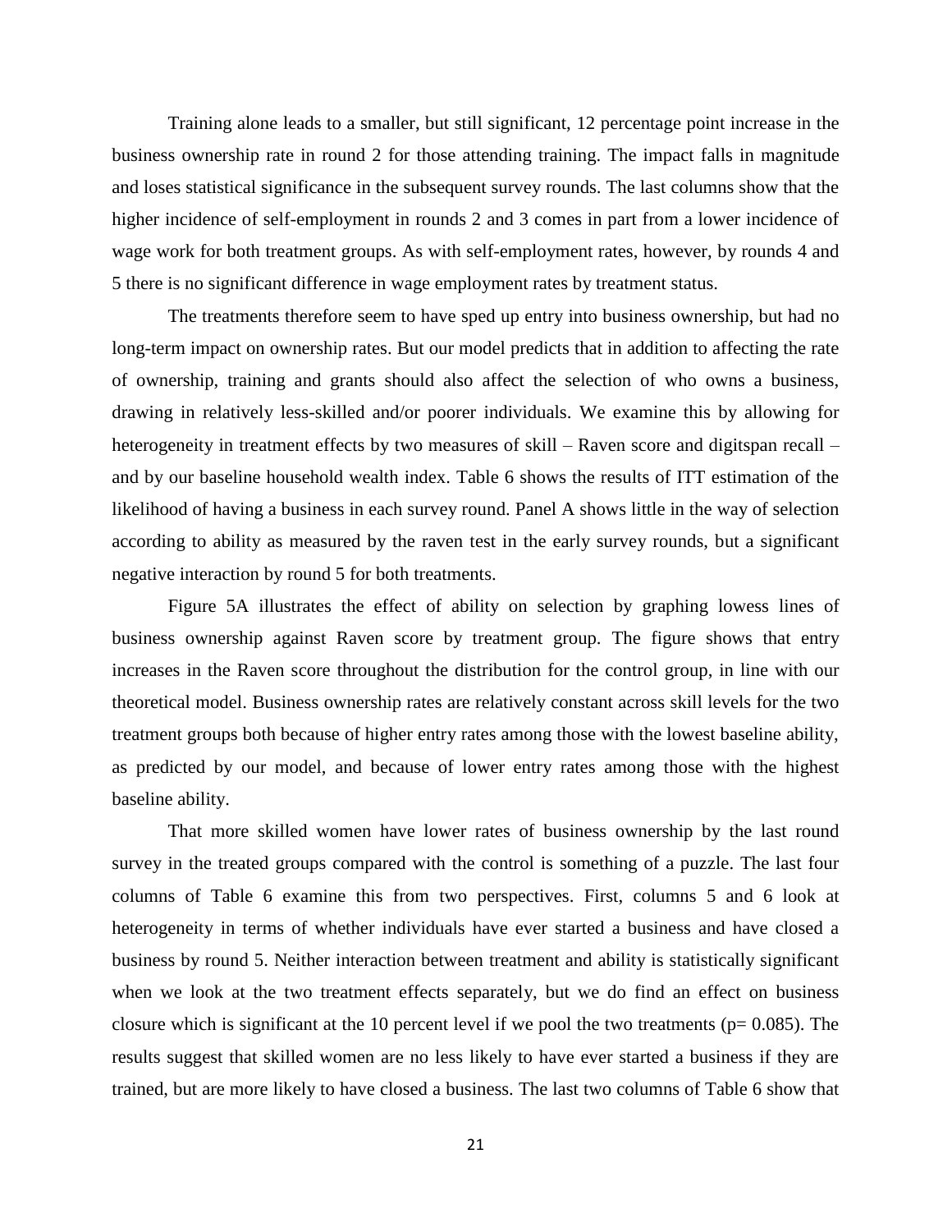Training alone leads to a smaller, but still significant, 12 percentage point increase in the business ownership rate in round 2 for those attending training. The impact falls in magnitude and loses statistical significance in the subsequent survey rounds. The last columns show that the higher incidence of self-employment in rounds 2 and 3 comes in part from a lower incidence of wage work for both treatment groups. As with self-employment rates, however, by rounds 4 and 5 there is no significant difference in wage employment rates by treatment status.

The treatments therefore seem to have sped up entry into business ownership, but had no long-term impact on ownership rates. But our model predicts that in addition to affecting the rate of ownership, training and grants should also affect the selection of who owns a business, drawing in relatively less-skilled and/or poorer individuals. We examine this by allowing for heterogeneity in treatment effects by two measures of skill – Raven score and digitspan recall – and by our baseline household wealth index. Table 6 shows the results of ITT estimation of the likelihood of having a business in each survey round. Panel A shows little in the way of selection according to ability as measured by the raven test in the early survey rounds, but a significant negative interaction by round 5 for both treatments.

Figure 5A illustrates the effect of ability on selection by graphing lowess lines of business ownership against Raven score by treatment group. The figure shows that entry increases in the Raven score throughout the distribution for the control group, in line with our theoretical model. Business ownership rates are relatively constant across skill levels for the two treatment groups both because of higher entry rates among those with the lowest baseline ability, as predicted by our model, and because of lower entry rates among those with the highest baseline ability.

That more skilled women have lower rates of business ownership by the last round survey in the treated groups compared with the control is something of a puzzle. The last four columns of Table 6 examine this from two perspectives. First, columns 5 and 6 look at heterogeneity in terms of whether individuals have ever started a business and have closed a business by round 5. Neither interaction between treatment and ability is statistically significant when we look at the two treatment effects separately, but we do find an effect on business closure which is significant at the 10 percent level if we pool the two treatments ($p = 0.085$). The results suggest that skilled women are no less likely to have ever started a business if they are trained, but are more likely to have closed a business. The last two columns of Table 6 show that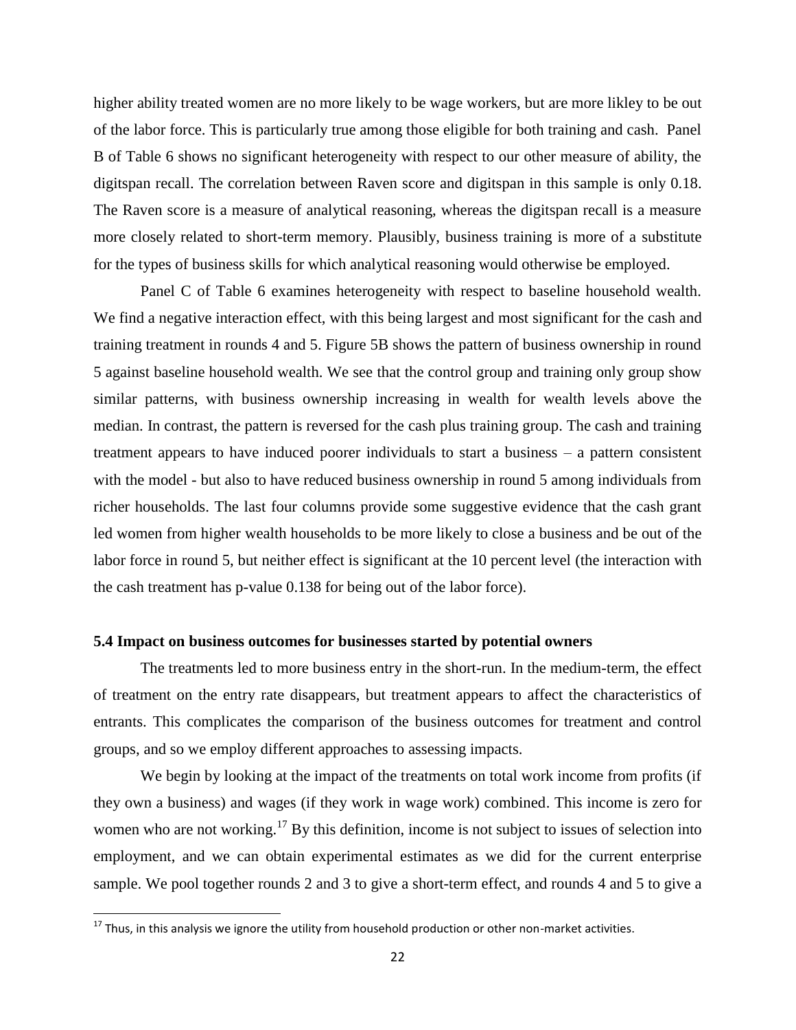higher ability treated women are no more likely to be wage workers, but are more likley to be out of the labor force. This is particularly true among those eligible for both training and cash. Panel B of Table 6 shows no significant heterogeneity with respect to our other measure of ability, the digitspan recall. The correlation between Raven score and digitspan in this sample is only 0.18. The Raven score is a measure of analytical reasoning, whereas the digitspan recall is a measure more closely related to short-term memory. Plausibly, business training is more of a substitute for the types of business skills for which analytical reasoning would otherwise be employed.

Panel C of Table 6 examines heterogeneity with respect to baseline household wealth. We find a negative interaction effect, with this being largest and most significant for the cash and training treatment in rounds 4 and 5. Figure 5B shows the pattern of business ownership in round 5 against baseline household wealth. We see that the control group and training only group show similar patterns, with business ownership increasing in wealth for wealth levels above the median. In contrast, the pattern is reversed for the cash plus training group. The cash and training treatment appears to have induced poorer individuals to start a business – a pattern consistent with the model - but also to have reduced business ownership in round 5 among individuals from richer households. The last four columns provide some suggestive evidence that the cash grant led women from higher wealth households to be more likely to close a business and be out of the labor force in round 5, but neither effect is significant at the 10 percent level (the interaction with the cash treatment has p-value 0.138 for being out of the labor force).

### 5.4 Impact on business outcomes for businesses started by potential owners

The treatments led to more business entry in the short-run. In the medium-term, the effect of treatment on the entry rate disappears, but treatment appears to affect the characteristics of entrants. This complicates the comparison of the business outcomes for treatment and control groups, and so we employ different approaches to assessing impacts.

We begin by looking at the impact of the treatments on total work income from profits (if they own a business) and wages (if they work in wage work) combined. This income is zero for women who are not working.[17] By this definition, income is not subject to issues of selection into employment, and we can obtain experimental estimates as we did for the current enterprise sample. We pool together rounds 2 and 3 to give a short-term effect, and rounds 4 and 5 to give a

[17] Thus, in this analysis we ignore the utility from household production or other non-market activities.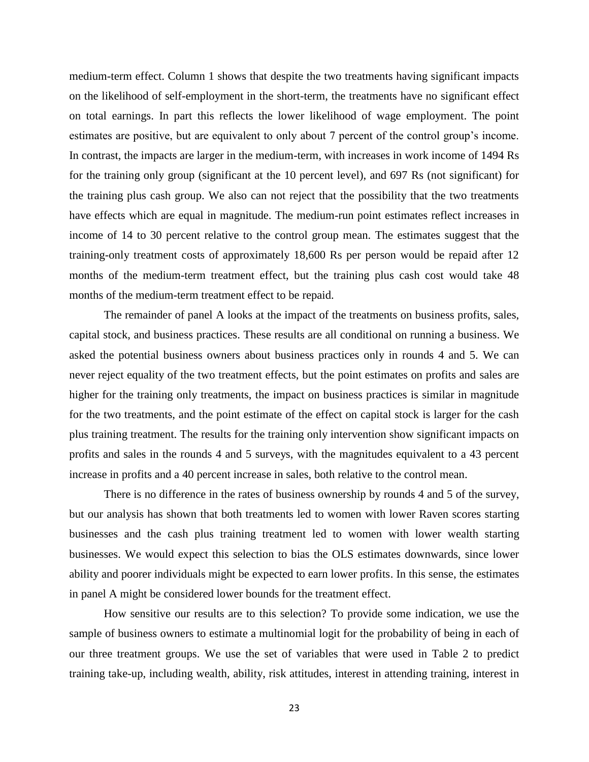medium-term effect. Column 1 shows that despite the two treatments having significant impacts on the likelihood of self-employment in the short-term, the treatments have no significant effect on total earnings. In part this reflects the lower likelihood of wage employment. The point estimates are positive, but are equivalent to only about 7 percent of the control group's income. In contrast, the impacts are larger in the medium-term, with increases in work income of 1494 Rs for the training only group (significant at the 10 percent level), and 697 Rs (not significant) for the training plus cash group. We also can not reject that the possibility that the two treatments have effects which are equal in magnitude. The medium-run point estimates reflect increases in income of 14 to 30 percent relative to the control group mean. The estimates suggest that the training-only treatment costs of approximately 18,600 Rs per person would be repaid after 12 months of the medium-term treatment effect, but the training plus cash cost would take 48 months of the medium-term treatment effect to be repaid.

The remainder of panel A looks at the impact of the treatments on business profits, sales, capital stock, and business practices. These results are all conditional on running a business. We asked the potential business owners about business practices only in rounds 4 and 5. We can never reject equality of the two treatment effects, but the point estimates on profits and sales are higher for the training only treatments, the impact on business practices is similar in magnitude for the two treatments, and the point estimate of the effect on capital stock is larger for the cash plus training treatment. The results for the training only intervention show significant impacts on profits and sales in the rounds 4 and 5 surveys, with the magnitudes equivalent to a 43 percent increase in profits and a 40 percent increase in sales, both relative to the control mean.

There is no difference in the rates of business ownership by rounds 4 and 5 of the survey, but our analysis has shown that both treatments led to women with lower Raven scores starting businesses and the cash plus training treatment led to women with lower wealth starting businesses. We would expect this selection to bias the OLS estimates downwards, since lower ability and poorer individuals might be expected to earn lower profits. In this sense, the estimates in panel A might be considered lower bounds for the treatment effect.

How sensitive our results are to this selection? To provide some indication, we use the sample of business owners to estimate a multinomial logit for the probability of being in each of our three treatment groups. We use the set of variables that were used in Table 2 to predict training take-up, including wealth, ability, risk attitudes, interest in attending training, interest in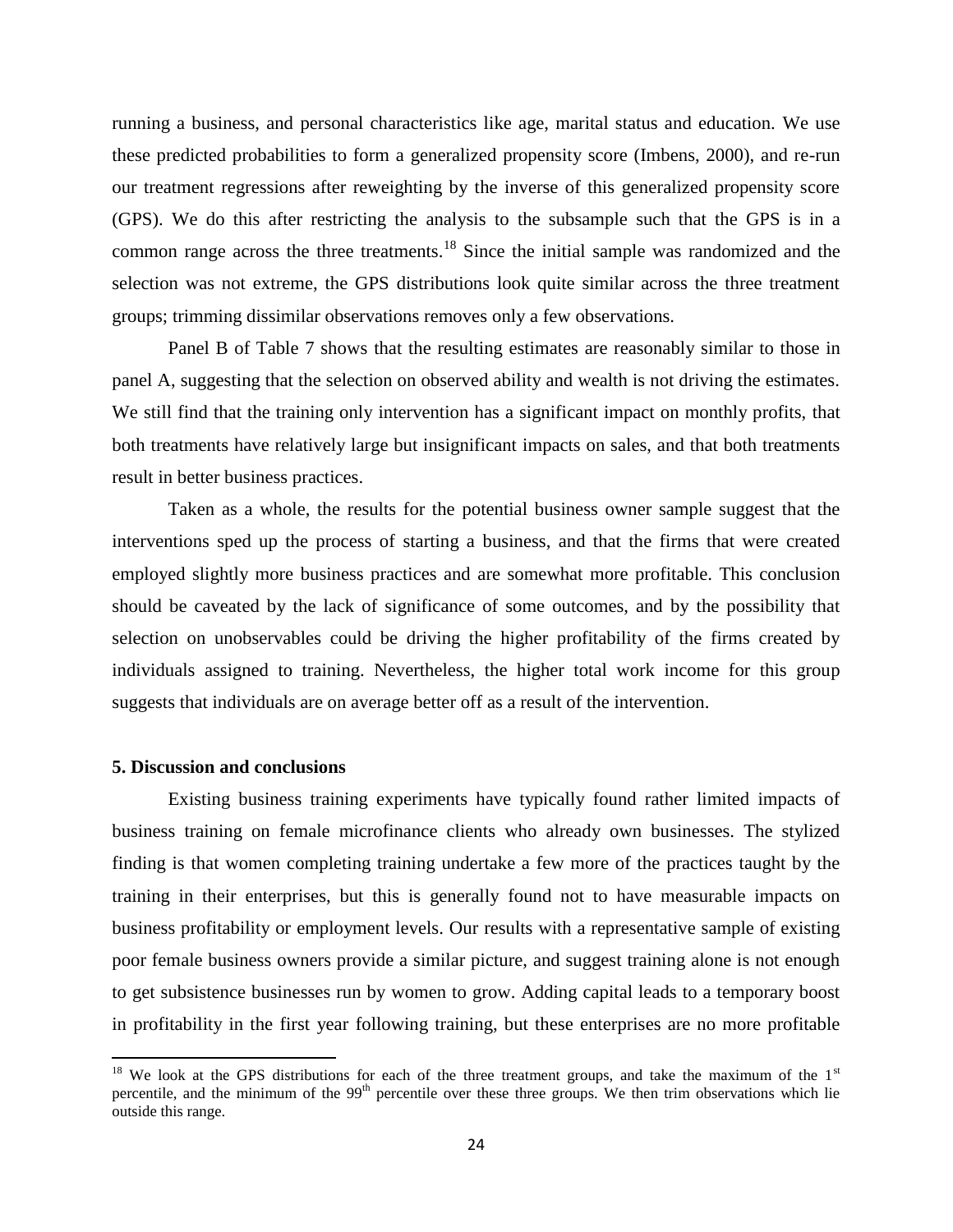running a business, and personal characteristics like age, marital status and education. We use these predicted probabilities to form a generalized propensity score (Imbens, 2000), and re-run our treatment regressions after reweighting by the inverse of this generalized propensity score (GPS). We do this after restricting the analysis to the subsample such that the GPS is in a common range across the three treatments.[18] Since the initial sample was randomized and the selection was not extreme, the GPS distributions look quite similar across the three treatment groups; trimming dissimilar observations removes only a few observations.

Panel B of Table 7 shows that the resulting estimates are reasonably similar to those in panel A, suggesting that the selection on observed ability and wealth is not driving the estimates. We still find that the training only intervention has a significant impact on monthly profits, that both treatments have relatively large but insignificant impacts on sales, and that both treatments result in better business practices.

Taken as a whole, the results for the potential business owner sample suggest that the interventions sped up the process of starting a business, and that the firms that were created employed slightly more business practices and are somewhat more profitable. This conclusion should be caveated by the lack of significance of some outcomes, and by the possibility that selection on unobservables could be driving the higher profitability of the firms created by individuals assigned to training. Nevertheless, the higher total work income for this group suggests that individuals are on average better off as a result of the intervention.

## 5. Discussion and conclusions

Existing business training experiments have typically found rather limited impacts of business training on female microfinance clients who already own businesses. The stylized finding is that women completing training undertake a few more of the practices taught by the training in their enterprises, but this is generally found not to have measurable impacts on business profitability or employment levels. Our results with a representative sample of existing poor female business owners provide a similar picture, and suggest training alone is not enough to get subsistence businesses run by women to grow. Adding capital leads to a temporary boost in profitability in the first year following training, but these enterprises are no more profitable

---

[18] We look at the GPS distributions for each of the three treatment groups, and take the maximum of the 1st percentile, and the minimum of the 99th percentile over these three groups. We then trim observations which lie outside this range.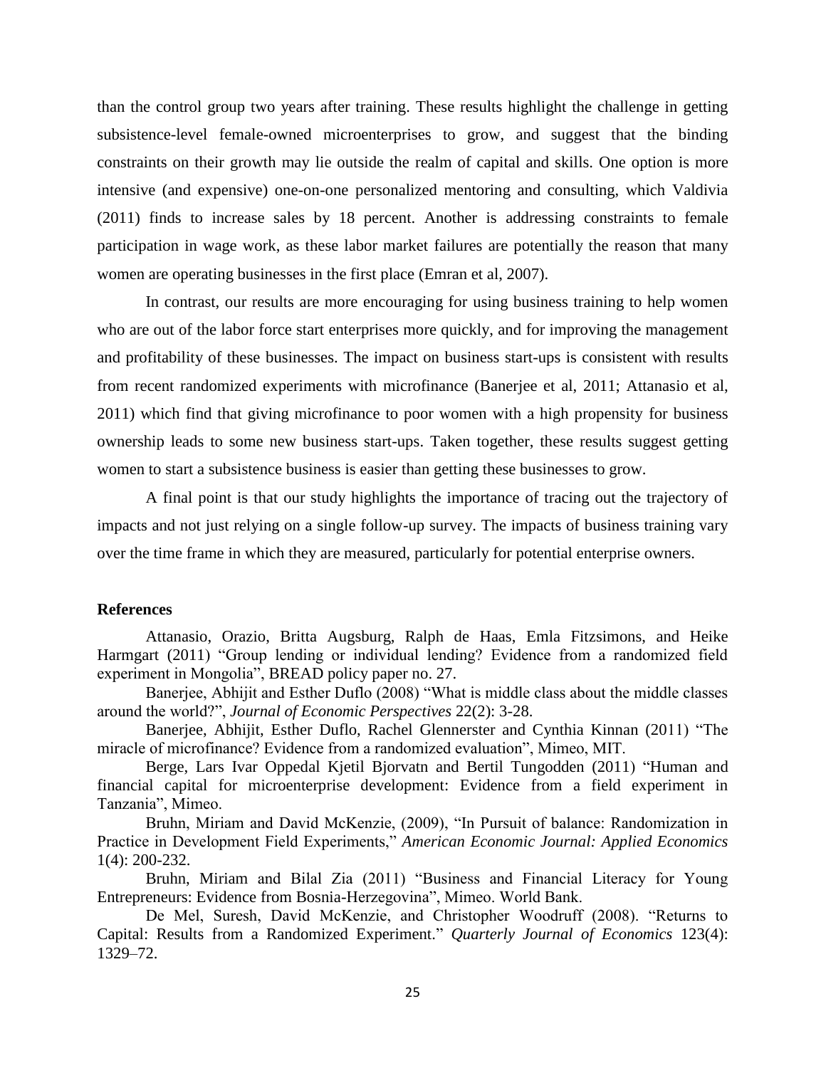than the control group two years after training. These results highlight the challenge in getting subsistence-level female-owned microenterprises to grow, and suggest that the binding constraints on their growth may lie outside the realm of capital and skills. One option is more intensive (and expensive) one-on-one personalized mentoring and consulting, which Valdivia (2011) finds to increase sales by 18 percent. Another is addressing constraints to female participation in wage work, as these labor market failures are potentially the reason that many women are operating businesses in the first place (Emran et al, 2007).

In contrast, our results are more encouraging for using business training to help women who are out of the labor force start enterprises more quickly, and for improving the management and profitability of these businesses. The impact on business start-ups is consistent with results from recent randomized experiments with microfinance (Banerjee et al, 2011; Attanasio et al, 2011) which find that giving microfinance to poor women with a high propensity for business ownership leads to some new business start-ups. Taken together, these results suggest getting women to start a subsistence business is easier than getting these businesses to grow.

A final point is that our study highlights the importance of tracing out the trajectory of impacts and not just relying on a single follow-up survey. The impacts of business training vary over the time frame in which they are measured, particularly for potential enterprise owners.

**References**

Attanasio, Orazio, Britta Augsburg, Ralph de Haas, Emla Fitzsimons, and Heike Harmgart (2011) "Group lending or individual lending? Evidence from a randomized field experiment in Mongolia", BREAD policy paper no. 27.

Banerjee, Abhijit and Esther Duflo (2008) "What is middle class about the middle classes around the world?", *Journal of Economic Perspectives* 22(2): 3-28.

Banerjee, Abhijit, Esther Duflo, Rachel Glennerster and Cynthia Kinnan (2011) "The miracle of microfinance? Evidence from a randomized evaluation", Mimeo, MIT.

Berge, Lars Ivar Oppedal Kjetil Bjorvatn and Bertil Tungodden (2011) "Human and financial capital for microenterprise development: Evidence from a field experiment in Tanzania", Mimeo.

Bruhn, Miriam and David McKenzie, (2009), "In Pursuit of balance: Randomization in Practice in Development Field Experiments," *American Economic Journal: Applied Economics* 1(4): 200-232.

Bruhn, Miriam and Bilal Zia (2011) "Business and Financial Literacy for Young Entrepreneurs: Evidence from Bosnia-Herzegovina", Mimeo. World Bank.

De Mel, Suresh, David McKenzie, and Christopher Woodruff (2008). "Returns to Capital: Results from a Randomized Experiment." *Quarterly Journal of Economics* 123(4): 1329–72.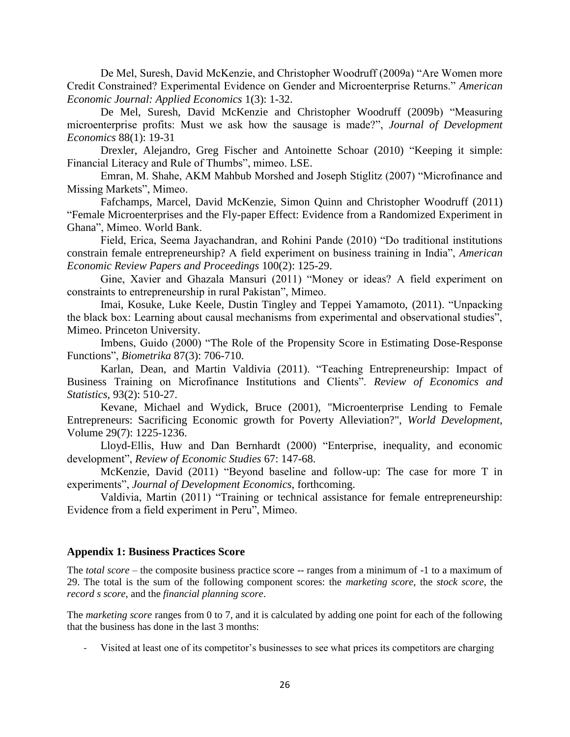De Mel, Suresh, David McKenzie, and Christopher Woodruff (2009a) "Are Women more Credit Constrained? Experimental Evidence on Gender and Microenterprise Returns." *American Economic Journal: Applied Economics* 1(3): 1-32.

De Mel, Suresh, David McKenzie and Christopher Woodruff (2009b) "Measuring microenterprise profits: Must we ask how the sausage is made?", *Journal of Development Economics* 88(1): 19-31

Drexler, Alejandro, Greg Fischer and Antoinette Schoar (2010) "Keeping it simple: Financial Literacy and Rule of Thumbs", mimeo. LSE.

Emran, M. Shahe, AKM Mahbub Morshed and Joseph Stiglitz (2007) "Microfinance and Missing Markets", Mimeo.

Fafchamps, Marcel, David McKenzie, Simon Quinn and Christopher Woodruff (2011) "Female Microenterprises and the Fly-paper Effect: Evidence from a Randomized Experiment in Ghana", Mimeo. World Bank.

Field, Erica, Seema Jayachandran, and Rohini Pande (2010) "Do traditional institutions constrain female entrepreneurship? A field experiment on business training in India", *American Economic Review Papers and Proceedings* 100(2): 125-29.

Gine, Xavier and Ghazala Mansuri (2011) "Money or ideas? A field experiment on constraints to entrepreneurship in rural Pakistan", Mimeo.

Imai, Kosuke, Luke Keele, Dustin Tingley and Teppei Yamamoto, (2011). "Unpacking the black box: Learning about causal mechanisms from experimental and observational studies", Mimeo. Princeton University.

Imbens, Guido (2000) "The Role of the Propensity Score in Estimating Dose-Response Functions", *Biometrika* 87(3): 706-710.

Karlan, Dean, and Martin Valdivia (2011). "Teaching Entrepreneurship: Impact of Business Training on Microfinance Institutions and Clients". *Review of Economics and Statistics*, 93(2): 510-27.

Kevane, Michael and Wydick, Bruce (2001), "Microenterprise Lending to Female Entrepreneurs: Sacrificing Economic growth for Poverty Alleviation?", *World Development*, Volume 29(7): 1225-1236.

Lloyd-Ellis, Huw and Dan Bernhardt (2000) "Enterprise, inequality, and economic development", *Review of Economic Studies* 67: 147-68.

McKenzie, David (2011) "Beyond baseline and follow-up: The case for more T in experiments", *Journal of Development Economics,* forthcoming.

Valdivia, Martin (2011) "Training or technical assistance for female entrepreneurship: Evidence from a field experiment in Peru", Mimeo.

## Appendix 1: Business Practices Score

The *total score* – the composite business practice score -- ranges from a minimum of -1 to a maximum of 29. The total is the sum of the following component scores: the *marketing score,* the *stock score,* the *record s score*, and the *financial planning score*.

The *marketing score* ranges from 0 to 7, and it is calculated by adding one point for each of the following that the business has done in the last 3 months:

- Visited at least one of its competitor's businesses to see what prices its competitors are charging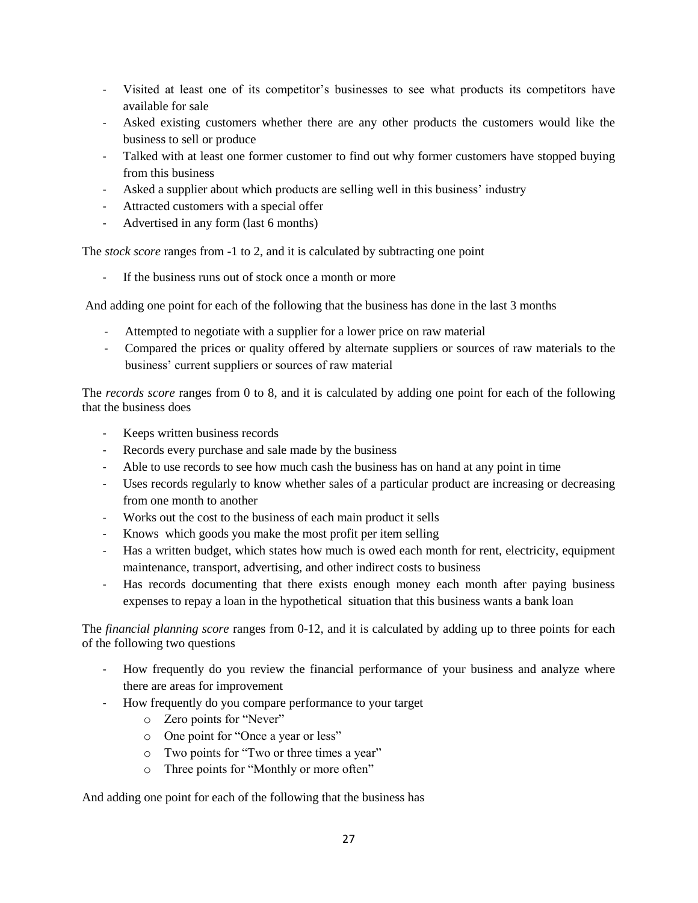- Visited at least one of its competitor's businesses to see what products its competitors have available for sale
- Asked existing customers whether there are any other products the customers would like the business to sell or produce
- Talked with at least one former customer to find out why former customers have stopped buying from this business
- Asked a supplier about which products are selling well in this business' industry
- Attracted customers with a special offer
- Advertised in any form (last 6 months)

The *stock score* ranges from -1 to 2, and it is calculated by subtracting one point

- If the business runs out of stock once a month or more

And adding one point for each of the following that the business has done in the last 3 months

- Attempted to negotiate with a supplier for a lower price on raw material
- Compared the prices or quality offered by alternate suppliers or sources of raw materials to the business' current suppliers or sources of raw material

The *records score* ranges from 0 to 8, and it is calculated by adding one point for each of the following that the business does

- Keeps written business records
- Records every purchase and sale made by the business
- Able to use records to see how much cash the business has on hand at any point in time
- Uses records regularly to know whether sales of a particular product are increasing or decreasing from one month to another
- Works out the cost to the business of each main product it sells
- Knows which goods you make the most profit per item selling
- Has a written budget, which states how much is owed each month for rent, electricity, equipment maintenance, transport, advertising, and other indirect costs to business
- Has records documenting that there exists enough money each month after paying business expenses to repay a loan in the hypothetical situation that this business wants a bank loan

The *financial planning score* ranges from 0-12, and it is calculated by adding up to three points for each of the following two questions

- How frequently do you review the financial performance of your business and analyze where there are areas for improvement
- How frequently do you compare performance to your target
  - Zero points for "Never"
  - One point for "Once a year or less"
  - Two points for "Two or three times a year"
  - Three points for "Monthly or more often"

And adding one point for each of the following that the business has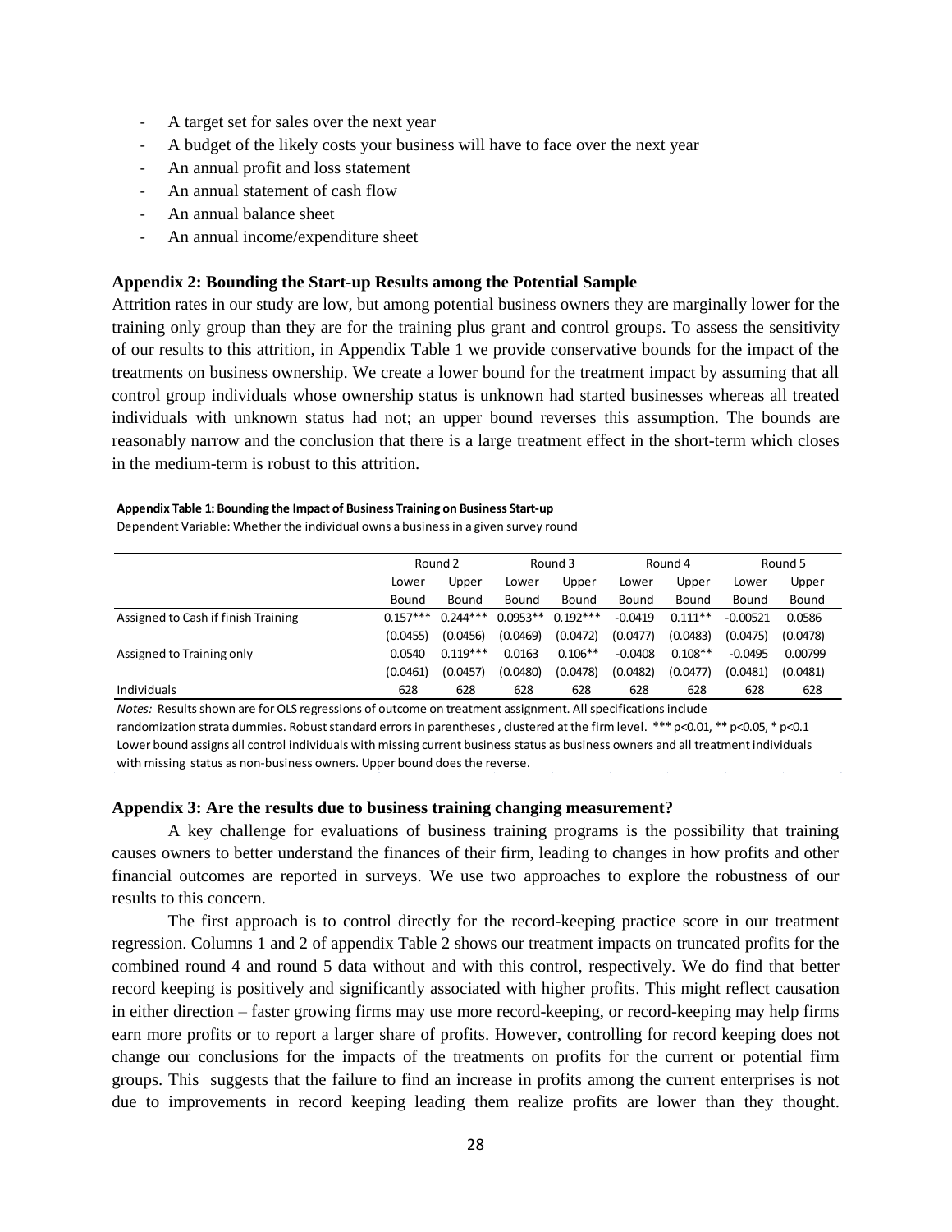- A target set for sales over the next year
- A budget of the likely costs your business will have to face over the next year
- An annual profit and loss statement
- An annual statement of cash flow
- An annual balance sheet
- An annual income/expenditure sheet

### Appendix 2: Bounding the Start-up Results among the Potential Sample

Attrition rates in our study are low, but among potential business owners they are marginally lower for the training only group than they are for the training plus grant and control groups. To assess the sensitivity of our results to this attrition, in Appendix Table 1 we provide conservative bounds for the impact of the treatments on business ownership. We create a lower bound for the treatment impact by assuming that all control group individuals whose ownership status is unknown had started businesses whereas all treated individuals with unknown status had not; an upper bound reverses this assumption. The bounds are reasonably narrow and the conclusion that there is a large treatment effect in the short-term which closes in the medium-term is robust to this attrition.

**Appendix Table 1: Bounding the Impact of Business Training on Business Start-up**

Dependent Variable: Whether the individual owns a business in a given survey round

| | Round 2 | | Round 3 | | Round 4 | | Round 5 | |
|---|---|---|---|---|---|---|---|---|
| | Lower Bound | Upper Bound | Lower Bound | Upper Bound | Lower Bound | Upper Bound | Lower Bound | Upper Bound |
| Assigned to Cash if finish Training | 0.157*** | 0.244*** | 0.0953** | 0.192*** | -0.0419 | 0.111** | -0.00521 | 0.0586 |
| | (0.0455) | (0.0456) | (0.0469) | (0.0472) | (0.0477) | (0.0483) | (0.0475) | (0.0478) |
| Assigned to Training only | 0.0540 | 0.119*** | 0.0163 | 0.106** | -0.0408 | 0.108** | -0.0495 | 0.00799 |
| | (0.0461) | (0.0457) | (0.0480) | (0.0478) | (0.0482) | (0.0477) | (0.0481) | (0.0481) |
| Individuals | 628 | 628 | 628 | 628 | 628 | 628 | 628 | 628 |

*Notes:* Results shown are for OLS regressions of outcome on treatment assignment. All specifications include randomization strata dummies. Robust standard errors in parentheses, clustered at the firm level. *** p<0.01, ** p<0.05, * p<0.1
Lower bound assigns all control individuals with missing current business status as business owners and all treatment individuals with missing status as non-business owners. Upper bound does the reverse.

### Appendix 3: Are the results due to business training changing measurement?

A key challenge for evaluations of business training programs is the possibility that training causes owners to better understand the finances of their firm, leading to changes in how profits and other financial outcomes are reported in surveys. We use two approaches to explore the robustness of our results to this concern.

The first approach is to control directly for the record-keeping practice score in our treatment regression. Columns 1 and 2 of appendix Table 2 shows our treatment impacts on truncated profits for the combined round 4 and round 5 data without and with this control, respectively. We do find that better record keeping is positively and significantly associated with higher profits. This might reflect causation in either direction – faster growing firms may use more record-keeping, or record-keeping may help firms earn more profits or to report a larger share of profits. However, controlling for record keeping does not change our conclusions for the impacts of the treatments on profits for the current or potential firm groups. This suggests that the failure to find an increase in profits among the current enterprises is not due to improvements in record keeping leading them realize profits are lower than they thought.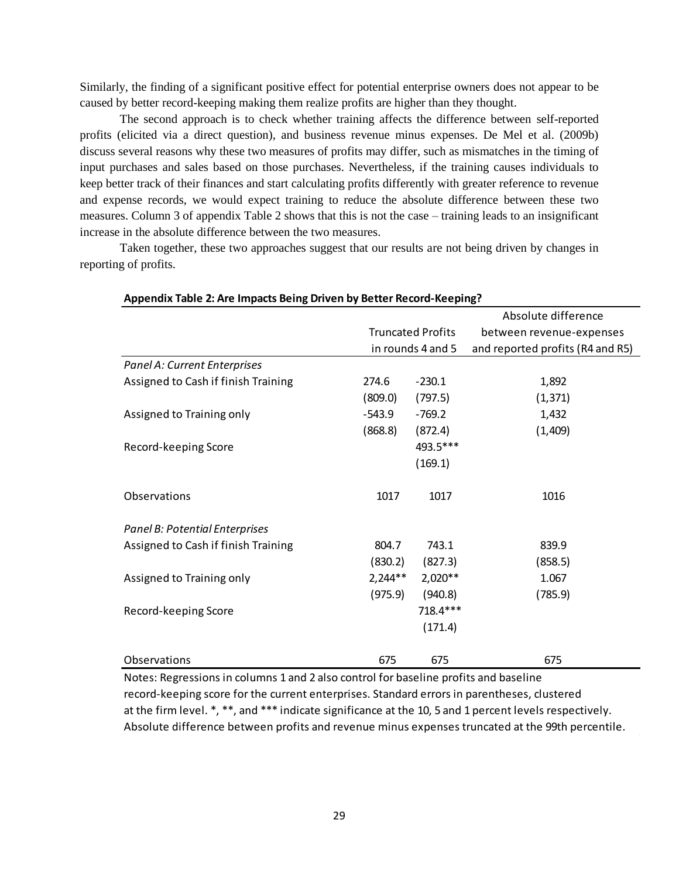Similarly, the finding of a significant positive effect for potential enterprise owners does not appear to be caused by better record-keeping making them realize profits are higher than they thought.

The second approach is to check whether training affects the difference between self-reported profits (elicited via a direct question), and business revenue minus expenses. De Mel et al. (2009b) discuss several reasons why these two measures of profits may differ, such as mismatches in the timing of input purchases and sales based on those purchases. Nevertheless, if the training causes individuals to keep better track of their finances and start calculating profits differently with greater reference to revenue and expense records, we would expect training to reduce the absolute difference between these two measures. Column 3 of appendix Table 2 shows that this is not the case – training leads to an insignificant increase in the absolute difference between the two measures.

Taken together, these two approaches suggest that our results are not being driven by changes in reporting of profits.

**Appendix Table 2: Are Impacts Being Driven by Better Record-Keeping?**

| | Truncated Profits in rounds 4 and 5 | | Absolute difference between revenue-expenses and reported profits (R4 and R5) |
|---|---|---|---|
| *Panel A: Current Enterprises* | | | |
| Assigned to Cash if finish Training | 274.6 | -230.1 | 1,892 |
| | (809.0) | (797.5) | (1,371) |
| Assigned to Training only | -543.9 | -769.2 | 1,432 |
| | (868.8) | (872.4) | (1,409) |
| Record-keeping Score | | 493.5*** | |
| | | (169.1) | |
| Observations | 1017 | 1017 | 1016 |
| *Panel B: Potential Enterprises* | | | |
| Assigned to Cash if finish Training | 804.7 | 743.1 | 839.9 |
| | (830.2) | (827.3) | (858.5) |
| Assigned to Training only | 2,244** | 2,020** | 1.067 |
| | (975.9) | (940.8) | (785.9) |
| Record-keeping Score | | 718.4*** | |
| | | (171.4) | |
| Observations | 675 | 675 | 675 |

Notes: Regressions in columns 1 and 2 also control for baseline profits and baseline record-keeping score for the current enterprises. Standard errors in parentheses, clustered at the firm level. *, **, and *** indicate significance at the 10, 5 and 1 percent levels respectively. Absolute difference between profits and revenue minus expenses truncated at the 99th percentile.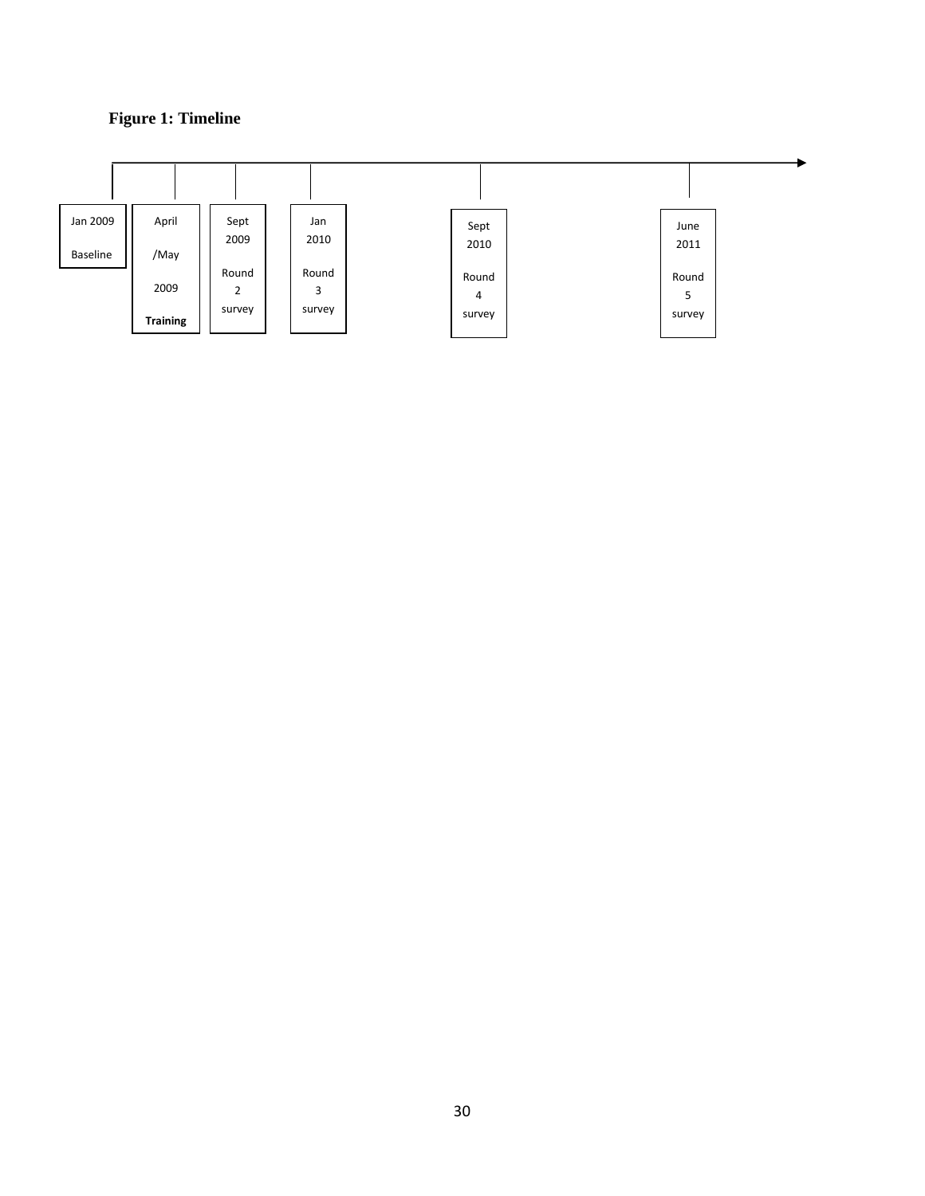**Figure 1: Timeline**

Jan 2009 Baseline

April /May 2009 **Training**

Sept 2009 Round 2 survey

Jan 2010 Round 3 survey

Sept 2010 Round 4 survey

June 2011 Round 5 survey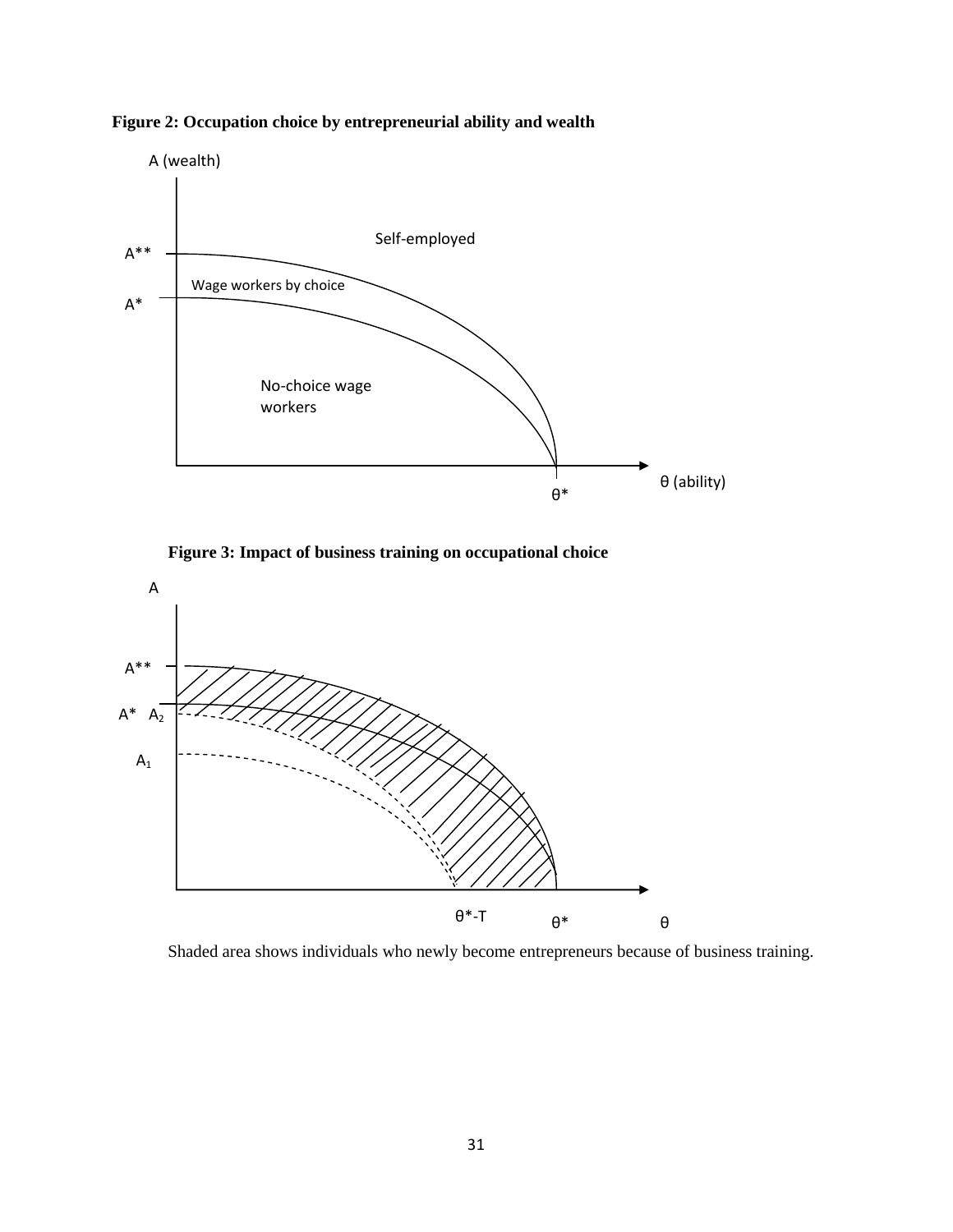**Figure 2: Occupation choice by entrepreneurial ability and wealth**

**Figure 3: Impact of business training on occupational choice**

Shaded area shows individuals who newly become entrepreneurs because of business training.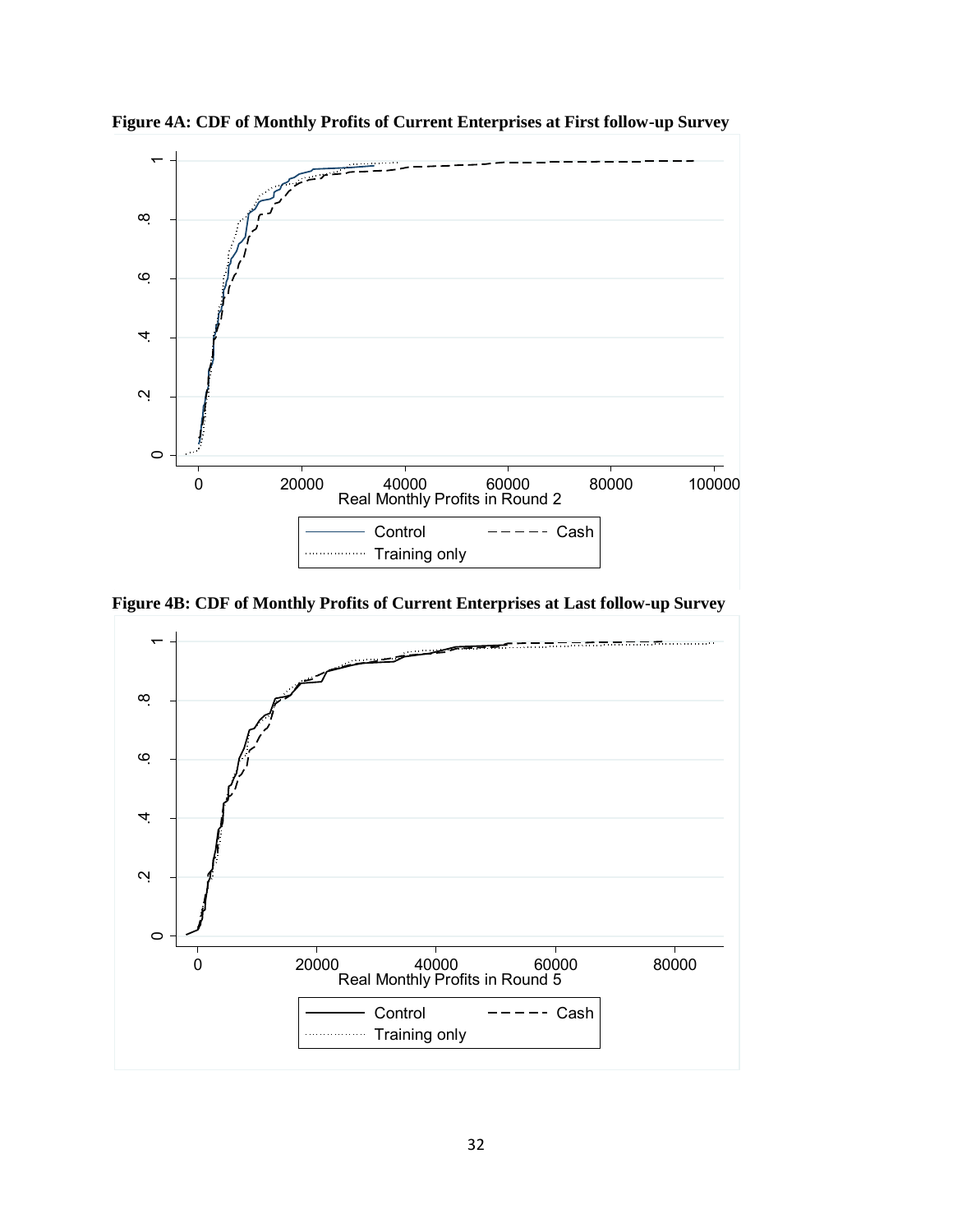**Figure 4A: CDF of Monthly Profits of Current Enterprises at First follow-up Survey**

**Figure 4B: CDF of Monthly Profits of Current Enterprises at Last follow-up Survey**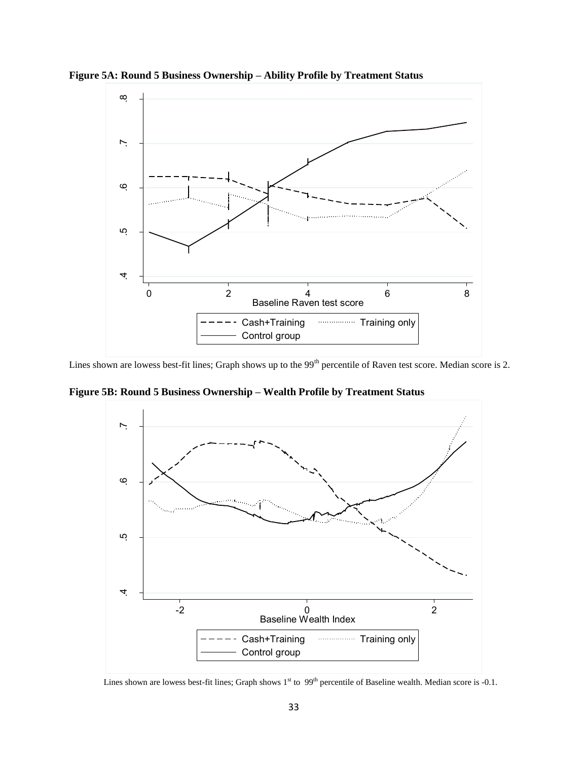**Figure 5A: Round 5 Business Ownership – Ability Profile by Treatment Status**

Lines shown are lowess best-fit lines; Graph shows up to the 99th percentile of Raven test score. Median score is 2.

**Figure 5B: Round 5 Business Ownership – Wealth Profile by Treatment Status**

Lines shown are lowess best-fit lines; Graph shows 1st to 99th percentile of Baseline wealth. Median score is -0.1.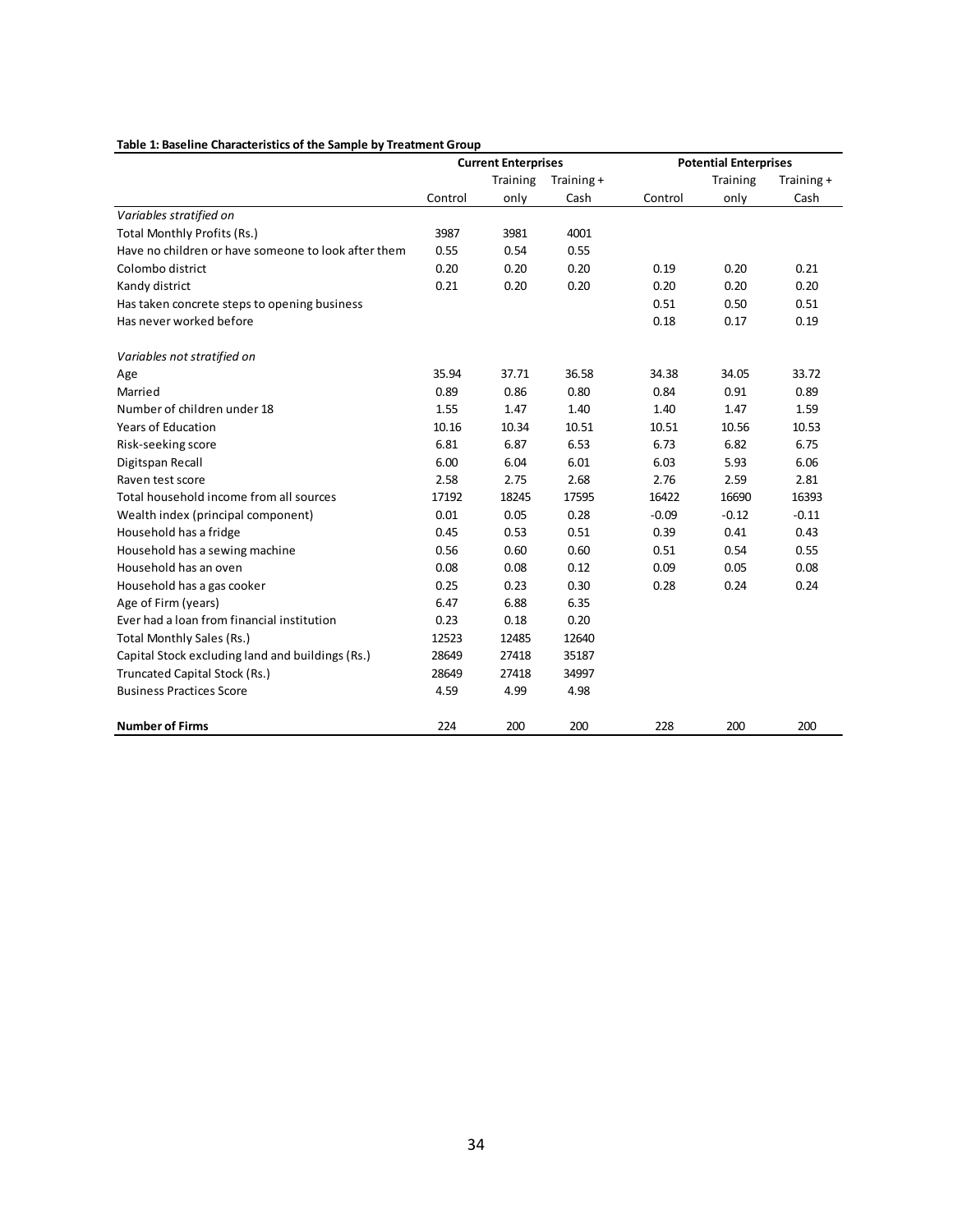**Table 1: Baseline Characteristics of the Sample by Treatment Group**

| | Current Enterprises | | | Potential Enterprises | | |
|---|---|---|---|---|---|---|
| | Control | Training only | Training + Cash | Control | Training only | Training + Cash |
| *Variables stratified on* | | | | | | |
| Total Monthly Profits (Rs.) | 3987 | 3981 | 4001 | | | |
| Have no children or have someone to look after them | 0.55 | 0.54 | 0.55 | | | |
| Colombo district | 0.20 | 0.20 | 0.20 | 0.19 | 0.20 | 0.21 |
| Kandy district | 0.21 | 0.20 | 0.20 | 0.20 | 0.20 | 0.20 |
| Has taken concrete steps to opening business | | | | 0.51 | 0.50 | 0.51 |
| Has never worked before | | | | 0.18 | 0.17 | 0.19 |
| *Variables not stratified on* | | | | | | |
| Age | 35.94 | 37.71 | 36.58 | 34.38 | 34.05 | 33.72 |
| Married | 0.89 | 0.86 | 0.80 | 0.84 | 0.91 | 0.89 |
| Number of children under 18 | 1.55 | 1.47 | 1.40 | 1.40 | 1.47 | 1.59 |
| Years of Education | 10.16 | 10.34 | 10.51 | 10.51 | 10.56 | 10.53 |
| Risk-seeking score | 6.81 | 6.87 | 6.53 | 6.73 | 6.82 | 6.75 |
| Digitspan Recall | 6.00 | 6.04 | 6.01 | 6.03 | 5.93 | 6.06 |
| Raven test score | 2.58 | 2.75 | 2.68 | 2.76 | 2.59 | 2.81 |
| Total household income from all sources | 17192 | 18245 | 17595 | 16422 | 16690 | 16393 |
| Wealth index (principal component) | 0.01 | 0.05 | 0.28 | -0.09 | -0.12 | -0.11 |
| Household has a fridge | 0.45 | 0.53 | 0.51 | 0.39 | 0.41 | 0.43 |
| Household has a sewing machine | 0.56 | 0.60 | 0.60 | 0.51 | 0.54 | 0.55 |
| Household has an oven | 0.08 | 0.08 | 0.12 | 0.09 | 0.05 | 0.08 |
| Household has a gas cooker | 0.25 | 0.23 | 0.30 | 0.28 | 0.24 | 0.24 |
| Age of Firm (years) | 6.47 | 6.88 | 6.35 | | | |
| Ever had a loan from financial institution | 0.23 | 0.18 | 0.20 | | | |
| Total Monthly Sales (Rs.) | 12523 | 12485 | 12640 | | | |
| Capital Stock excluding land and buildings (Rs.) | 28649 | 27418 | 35187 | | | |
| Truncated Capital Stock (Rs.) | 28649 | 27418 | 34997 | | | |
| Business Practices Score | 4.59 | 4.99 | 4.98 | | | |
| **Number of Firms** | 224 | 200 | 200 | 228 | 200 | 200 |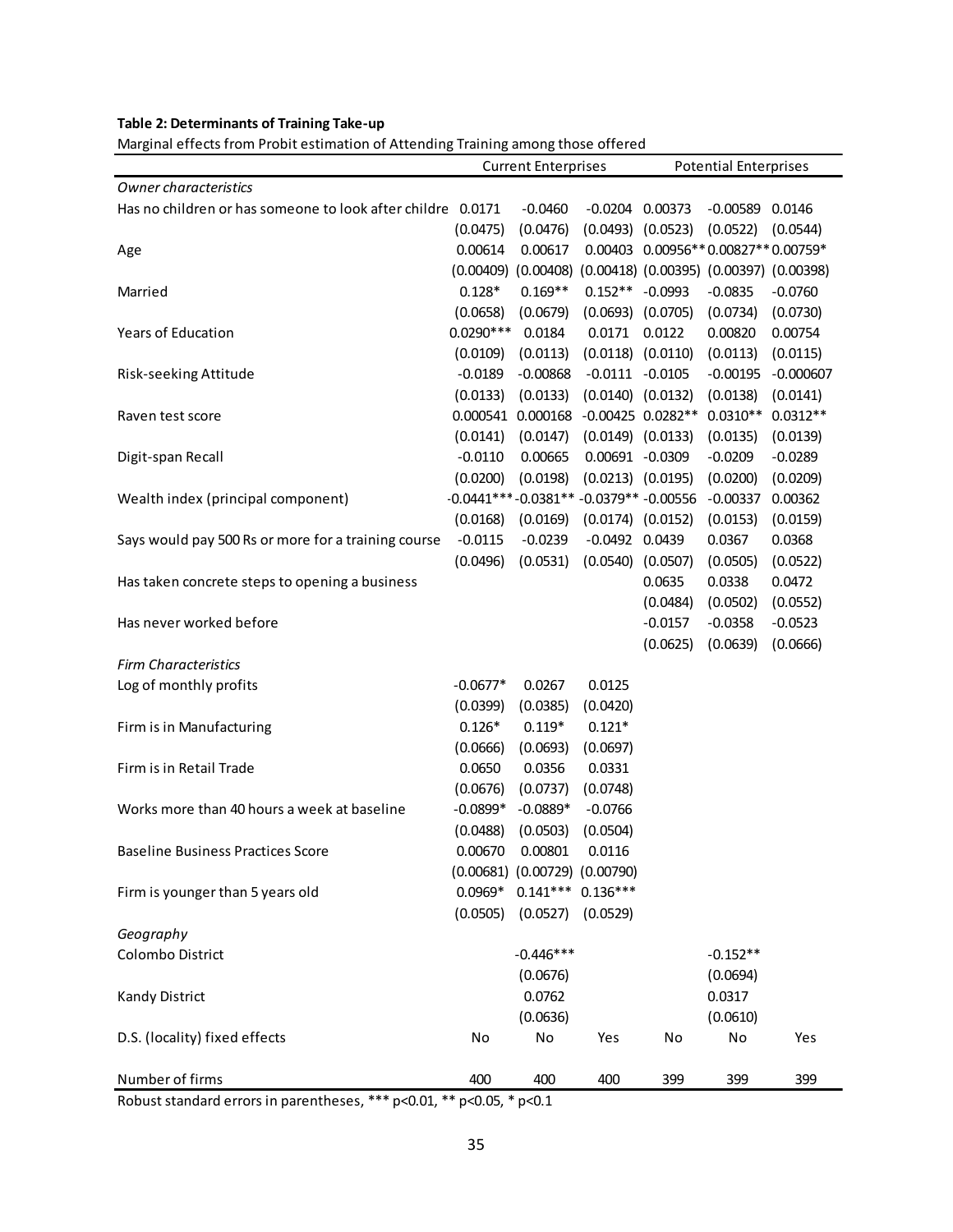**Table 2: Determinants of Training Take-up**

Marginal effects from Probit estimation of Attending Training among those offered

| | Current Enterprises | | | Potential Enterprises | | |
|---|---|---|---|---|---|---|
| *Owner characteristics* | | | | | | |
| Has no children or has someone to look after childre | 0.0171 | -0.0460 | -0.0204 | 0.00373 | -0.00589 | 0.0146 |
| | (0.0475) | (0.0476) | (0.0493) | (0.0523) | (0.0522) | (0.0544) |
| Age | 0.00614 | 0.00617 | 0.00403 | 0.00956** | 0.00827** | 0.00759* |
| | (0.00409) | (0.00408) | (0.00418) | (0.00395) | (0.00397) | (0.00398) |
| Married | 0.128* | 0.169** | 0.152** | -0.0993 | -0.0835 | -0.0760 |
| | (0.0658) | (0.0679) | (0.0693) | (0.0705) | (0.0734) | (0.0730) |
| Years of Education | 0.0290*** | 0.0184 | 0.0171 | 0.0122 | 0.00820 | 0.00754 |
| | (0.0109) | (0.0113) | (0.0118) | (0.0110) | (0.0113) | (0.0115) |
| Risk-seeking Attitude | -0.0189 | -0.00868 | -0.0111 | -0.0105 | -0.00195 | -0.000607 |
| | (0.0133) | (0.0133) | (0.0140) | (0.0132) | (0.0138) | (0.0141) |
| Raven test score | 0.000541 | 0.000168 | -0.00425 | 0.0282** | 0.0310** | 0.0312** |
| | (0.0141) | (0.0147) | (0.0149) | (0.0133) | (0.0135) | (0.0139) |
| Digit-span Recall | -0.0110 | 0.00665 | 0.00691 | -0.0309 | -0.0209 | -0.0289 |
| | (0.0200) | (0.0198) | (0.0213) | (0.0195) | (0.0200) | (0.0209) |
| Wealth index (principal component) | -0.0441*** | -0.0381** | -0.0379** | -0.00556 | -0.00337 | 0.00362 |
| | (0.0168) | (0.0169) | (0.0174) | (0.0152) | (0.0153) | (0.0159) |
| Says would pay 500 Rs or more for a training course | -0.0115 | -0.0239 | -0.0492 | 0.0439 | 0.0367 | 0.0368 |
| | (0.0496) | (0.0531) | (0.0540) | (0.0507) | (0.0505) | (0.0522) |
| Has taken concrete steps to opening a business | | | | 0.0635 | 0.0338 | 0.0472 |
| | | | | (0.0484) | (0.0502) | (0.0552) |
| Has never worked before | | | | -0.0157 | -0.0358 | -0.0523 |
| | | | | (0.0625) | (0.0639) | (0.0666) |
| *Firm Characteristics* | | | | | | |
| Log of monthly profits | -0.0677* | 0.0267 | 0.0125 | | | |
| | (0.0399) | (0.0385) | (0.0420) | | | |
| Firm is in Manufacturing | 0.126* | 0.119* | 0.121* | | | |
| | (0.0666) | (0.0693) | (0.0697) | | | |
| Firm is in Retail Trade | 0.0650 | 0.0356 | 0.0331 | | | |
| | (0.0676) | (0.0737) | (0.0748) | | | |
| Works more than 40 hours a week at baseline | -0.0899* | -0.0889* | -0.0766 | | | |
| | (0.0488) | (0.0503) | (0.0504) | | | |
| Baseline Business Practices Score | 0.00670 | 0.00801 | 0.0116 | | | |
| | (0.00681) | (0.00729) | (0.00790) | | | |
| Firm is younger than 5 years old | 0.0969* | 0.141*** | 0.136*** | | | |
| | (0.0505) | (0.0527) | (0.0529) | | | |
| *Geography* | | | | | | |
| Colombo District | | -0.446*** | | | -0.152** | |
| | | (0.0676) | | | (0.0694) | |
| Kandy District | | 0.0762 | | | 0.0317 | |
| | | (0.0636) | | | (0.0610) | |
| D.S. (locality) fixed effects | No | No | Yes | No | No | Yes |
| Number of firms | 400 | 400 | 400 | 399 | 399 | 399 |

Robust standard errors in parentheses, *** p<0.01, ** p<0.05, * p<0.1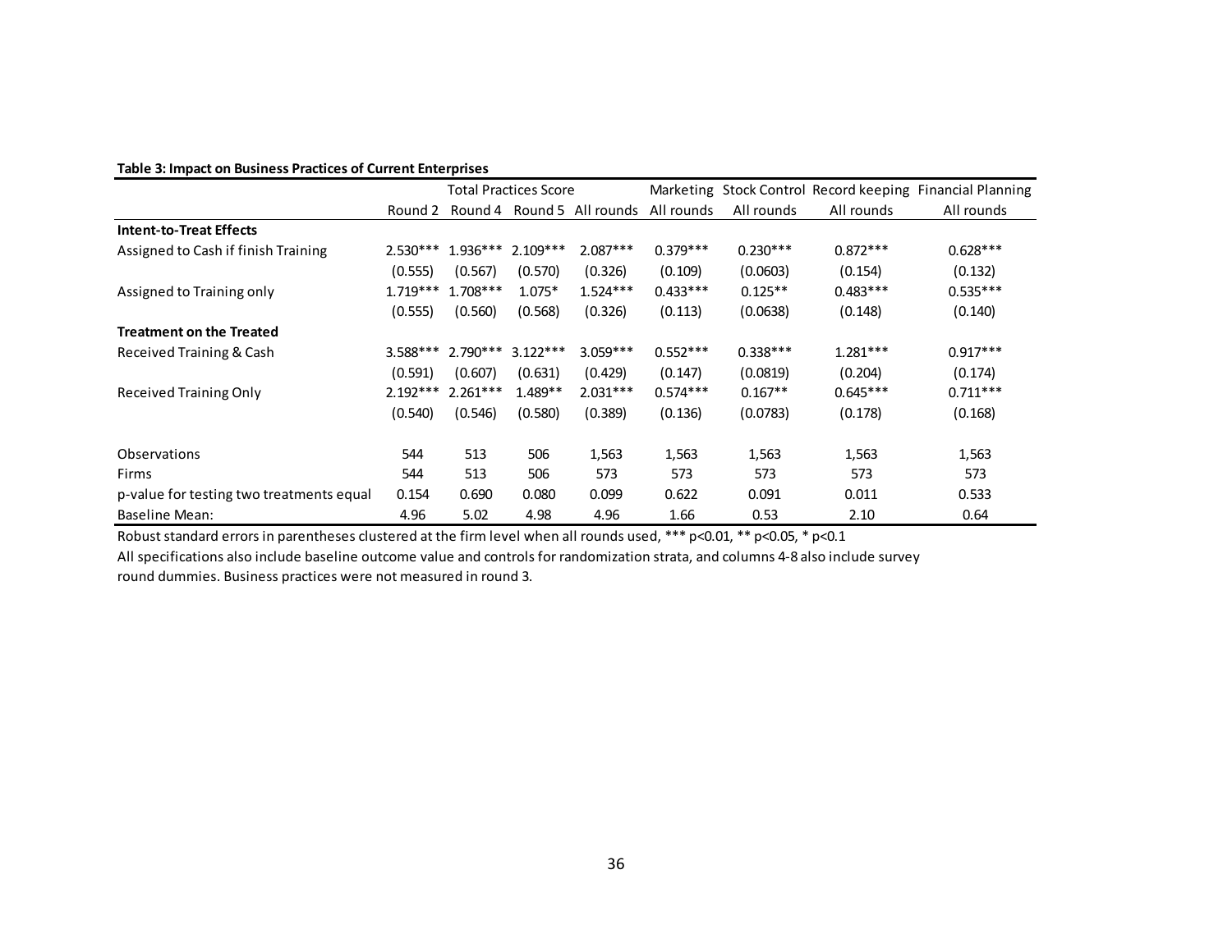**Table 3: Impact on Business Practices of Current Enterprises**

| | Total Practices Score | | | | Marketing | Stock Control | Record keeping | Financial Planning |
|---|---|---|---|---|---|---|---|---|
| | Round 2 | Round 4 | Round 5 | All rounds | All rounds | All rounds | All rounds | All rounds |
| **Intent-to-Treat Effects** | | | | | | | | |
| Assigned to Cash if finish Training | 2.530*** | 1.936*** | 2.109*** | 2.087*** | 0.379*** | 0.230*** | 0.872*** | 0.628*** |
| | (0.555) | (0.567) | (0.570) | (0.326) | (0.109) | (0.0603) | (0.154) | (0.132) |
| Assigned to Training only | 1.719*** | 1.708*** | 1.075* | 1.524*** | 0.433*** | 0.125** | 0.483*** | 0.535*** |
| | (0.555) | (0.560) | (0.568) | (0.326) | (0.113) | (0.0638) | (0.148) | (0.140) |
| **Treatment on the Treated** | | | | | | | | |
| Received Training & Cash | 3.588*** | 2.790*** | 3.122*** | 3.059*** | 0.552*** | 0.338*** | 1.281*** | 0.917*** |
| | (0.591) | (0.607) | (0.631) | (0.429) | (0.147) | (0.0819) | (0.204) | (0.174) |
| Received Training Only | 2.192*** | 2.261*** | 1.489** | 2.031*** | 0.574*** | 0.167** | 0.645*** | 0.711*** |
| | (0.540) | (0.546) | (0.580) | (0.389) | (0.136) | (0.0783) | (0.178) | (0.168) |
| Observations | 544 | 513 | 506 | 1,563 | 1,563 | 1,563 | 1,563 | 1,563 |
| Firms | 544 | 513 | 506 | 573 | 573 | 573 | 573 | 573 |
| p-value for testing two treatments equal | 0.154 | 0.690 | 0.080 | 0.099 | 0.622 | 0.091 | 0.011 | 0.533 |
| Baseline Mean: | 4.96 | 5.02 | 4.98 | 4.96 | 1.66 | 0.53 | 2.10 | 0.64 |

Robust standard errors in parentheses clustered at the firm level when all rounds used, *** $p<0.01$, ** $p<0.05$, * $p<0.1$

All specifications also include baseline outcome value and controls for randomization strata, and columns 4-8 also include survey round dummies. Business practices were not measured in round 3.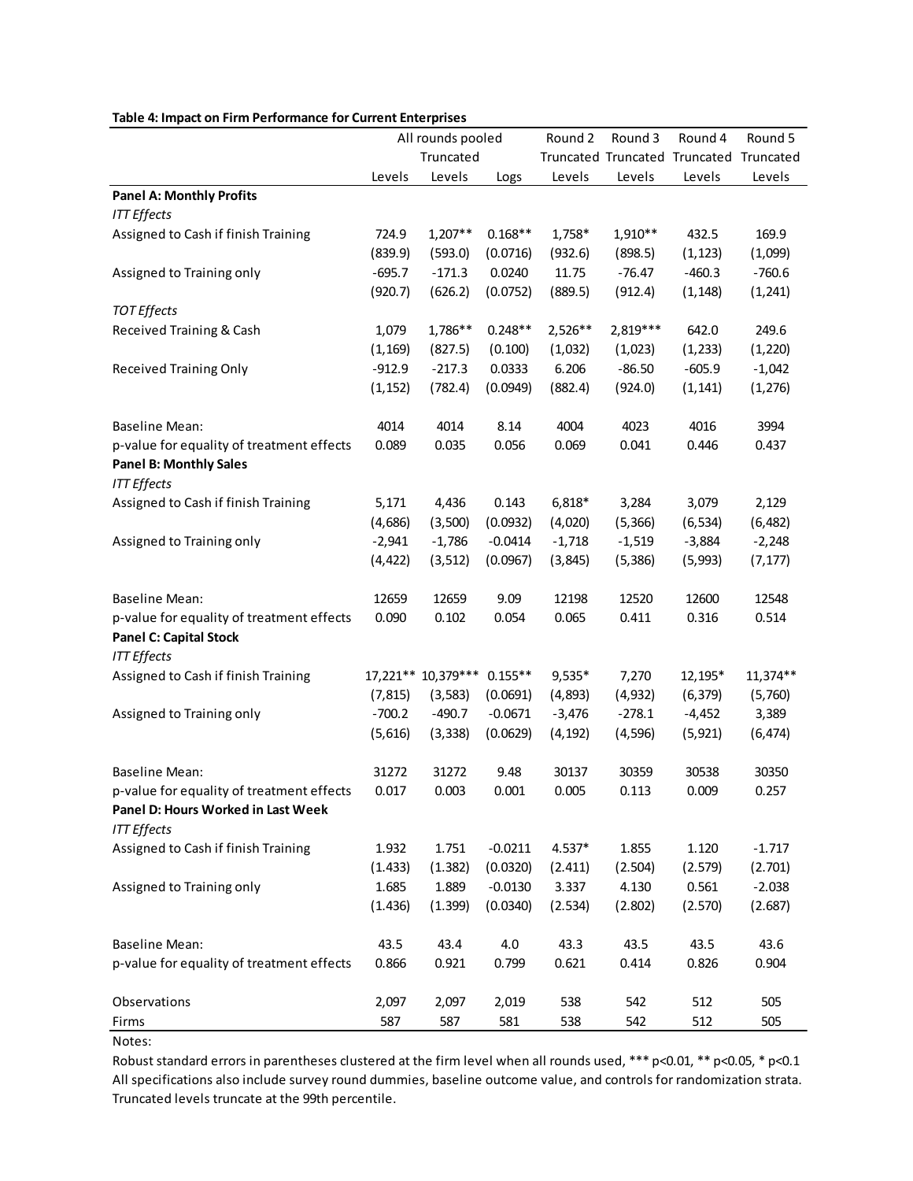**Table 4: Impact on Firm Performance for Current Enterprises**

| | All rounds pooled | | | Round 2 | Round 3 | Round 4 | Round 5 |
|---|---|---|---|---|---|---|---|
| | | Truncated | | Truncated | Truncated | Truncated | Truncated |
| | Levels | Levels | Logs | Levels | Levels | Levels | Levels |
| **Panel A: Monthly Profits** | | | | | | | |
| *ITT Effects* | | | | | | | |
| Assigned to Cash if finish Training | 724.9 | 1,207** | 0.168** | 1,758* | 1,910** | 432.5 | 169.9 |
| | (839.9) | (593.0) | (0.0716) | (932.6) | (898.5) | (1,123) | (1,099) |
| Assigned to Training only | -695.7 | -171.3 | 0.0240 | 11.75 | -76.47 | -460.3 | -760.6 |
| | (920.7) | (626.2) | (0.0752) | (889.5) | (912.4) | (1,148) | (1,241) |
| *TOT Effects* | | | | | | | |
| Received Training & Cash | 1,079 | 1,786** | 0.248** | 2,526** | 2,819*** | 642.0 | 249.6 |
| | (1,169) | (827.5) | (0.100) | (1,032) | (1,023) | (1,233) | (1,220) |
| Received Training Only | -912.9 | -217.3 | 0.0333 | 6.206 | -86.50 | -605.9 | -1,042 |
| | (1,152) | (782.4) | (0.0949) | (882.4) | (924.0) | (1,141) | (1,276) |
| | | | | | | | |
| Baseline Mean: | 4014 | 4014 | 8.14 | 4004 | 4023 | 4016 | 3994 |
| p-value for equality of treatment effects | 0.089 | 0.035 | 0.056 | 0.069 | 0.041 | 0.446 | 0.437 |
| **Panel B: Monthly Sales** | | | | | | | |
| *ITT Effects* | | | | | | | |
| Assigned to Cash if finish Training | 5,171 | 4,436 | 0.143 | 6,818* | 3,284 | 3,079 | 2,129 |
| | (4,686) | (3,500) | (0.0932) | (4,020) | (5,366) | (6,534) | (6,482) |
| Assigned to Training only | -2,941 | -1,786 | -0.0414 | -1,718 | -1,519 | -3,884 | -2,248 |
| | (4,422) | (3,512) | (0.0967) | (3,845) | (5,386) | (5,993) | (7,177) |
| | | | | | | | |
| Baseline Mean: | 12659 | 12659 | 9.09 | 12198 | 12520 | 12600 | 12548 |
| p-value for equality of treatment effects | 0.090 | 0.102 | 0.054 | 0.065 | 0.411 | 0.316 | 0.514 |
| **Panel C: Capital Stock** | | | | | | | |
| *ITT Effects* | | | | | | | |
| Assigned to Cash if finish Training | 17,221** | 10,379*** | 0.155** | 9,535* | 7,270 | 12,195* | 11,374** |
| | (7,815) | (3,583) | (0.0691) | (4,893) | (4,932) | (6,379) | (5,760) |
| Assigned to Training only | -700.2 | -490.7 | -0.0671 | -3,476 | -278.1 | -4,452 | 3,389 |
| | (5,616) | (3,338) | (0.0629) | (4,192) | (4,596) | (5,921) | (6,474) |
| | | | | | | | |
| Baseline Mean: | 31272 | 31272 | 9.48 | 30137 | 30359 | 30538 | 30350 |
| p-value for equality of treatment effects | 0.017 | 0.003 | 0.001 | 0.005 | 0.113 | 0.009 | 0.257 |
| **Panel D: Hours Worked in Last Week** | | | | | | | |
| *ITT Effects* | | | | | | | |
| Assigned to Cash if finish Training | 1.932 | 1.751 | -0.0211 | 4.537* | 1.855 | 1.120 | -1.717 |
| | (1.433) | (1.382) | (0.0320) | (2.411) | (2.504) | (2.579) | (2.701) |
| Assigned to Training only | 1.685 | 1.889 | -0.0130 | 3.337 | 4.130 | 0.561 | -2.038 |
| | (1.436) | (1.399) | (0.0340) | (2.534) | (2.802) | (2.570) | (2.687) |
| | | | | | | | |
| Baseline Mean: | 43.5 | 43.4 | 4.0 | 43.3 | 43.5 | 43.5 | 43.6 |
| p-value for equality of treatment effects | 0.866 | 0.921 | 0.799 | 0.621 | 0.414 | 0.826 | 0.904 |
| | | | | | | | |
| Observations | 2,097 | 2,097 | 2,019 | 538 | 542 | 512 | 505 |
| Firms | 587 | 587 | 581 | 538 | 542 | 512 | 505 |

Notes:

Robust standard errors in parentheses clustered at the firm level when all rounds used, *** p<0.01, ** p<0.05, * p<0.1

All specifications also include survey round dummies, baseline outcome value, and controls for randomization strata.

Truncated levels truncate at the 99th percentile.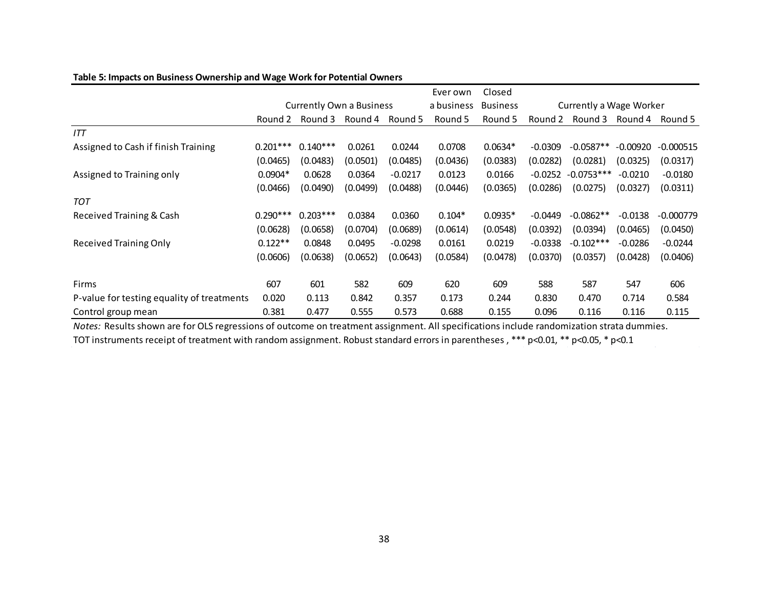**Table 5: Impacts on Business Ownership and Wage Work for Potential Owners**

| | Currently Own a Business | | | | Ever own a business | Closed Business | Currently a Wage Worker | | | |
|---|---|---|---|---|---|---|---|---|---|---|
| | Round 2 | Round 3 | Round 4 | Round 5 | Round 5 | Round 5 | Round 2 | Round 3 | Round 4 | Round 5 |
| *ITT* | | | | | | | | | | |
| Assigned to Cash if finish Training | 0.201*** | 0.140*** | 0.0261 | 0.0244 | 0.0708 | 0.0634* | -0.0309 | -0.0587** | -0.00920 | -0.000515 |
| | (0.0465) | (0.0483) | (0.0501) | (0.0485) | (0.0436) | (0.0383) | (0.0282) | (0.0281) | (0.0325) | (0.0317) |
| Assigned to Training only | 0.0904* | 0.0628 | 0.0364 | -0.0217 | 0.0123 | 0.0166 | -0.0252 | -0.0753*** | -0.0210 | -0.0180 |
| | (0.0466) | (0.0490) | (0.0499) | (0.0488) | (0.0446) | (0.0365) | (0.0286) | (0.0275) | (0.0327) | (0.0311) |
| *TOT* | | | | | | | | | | |
| Received Training & Cash | 0.290*** | 0.203*** | 0.0384 | 0.0360 | 0.104* | 0.0935* | -0.0449 | -0.0862** | -0.0138 | -0.000779 |
| | (0.0628) | (0.0658) | (0.0704) | (0.0689) | (0.0614) | (0.0548) | (0.0392) | (0.0394) | (0.0465) | (0.0450) |
| Received Training Only | 0.122** | 0.0848 | 0.0495 | -0.0298 | 0.0161 | 0.0219 | -0.0338 | -0.102*** | -0.0286 | -0.0244 |
| | (0.0606) | (0.0638) | (0.0652) | (0.0643) | (0.0584) | (0.0478) | (0.0370) | (0.0357) | (0.0428) | (0.0406) |
| Firms | 607 | 601 | 582 | 609 | 620 | 609 | 588 | 587 | 547 | 606 |
| P-value for testing equality of treatments | 0.020 | 0.113 | 0.842 | 0.357 | 0.173 | 0.244 | 0.830 | 0.470 | 0.714 | 0.584 |
| Control group mean | 0.381 | 0.477 | 0.555 | 0.573 | 0.688 | 0.155 | 0.096 | 0.116 | 0.116 | 0.115 |

*Notes:* Results shown are for OLS regressions of outcome on treatment assignment. All specifications include randomization strata dummies. TOT instruments receipt of treatment with random assignment. Robust standard errors in parentheses , *** p<0.01, ** p<0.05, * p<0.1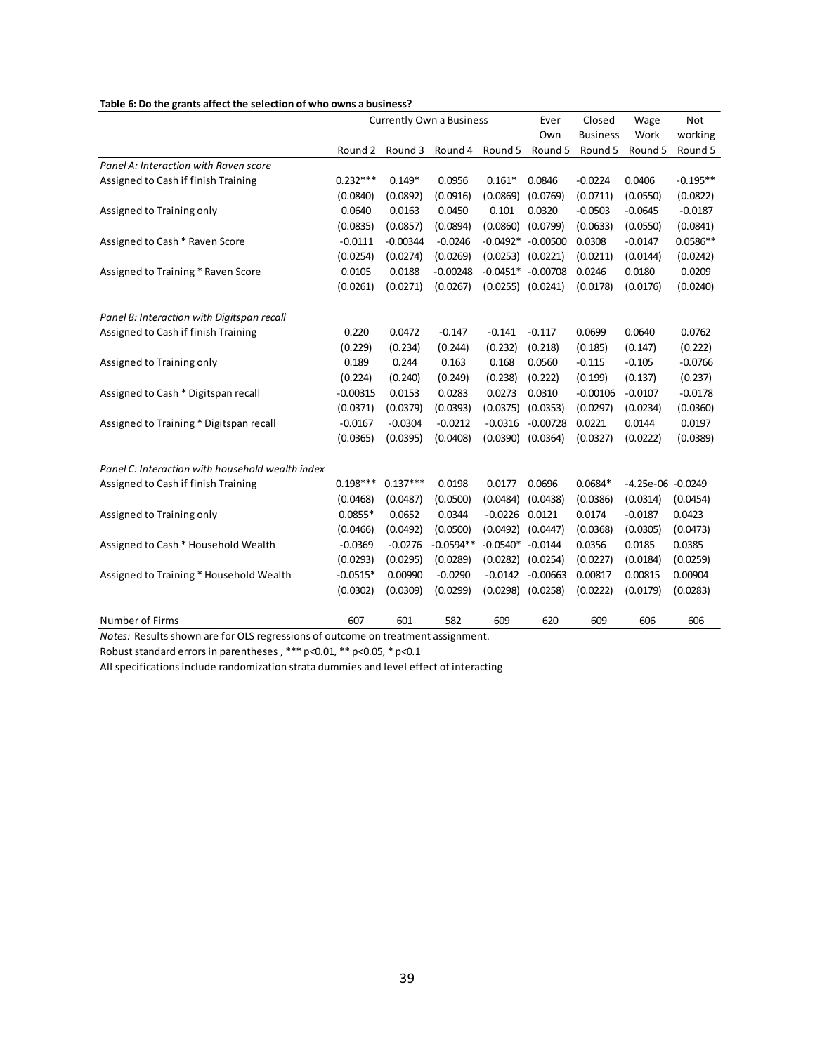**Table 6: Do the grants affect the selection of who owns a business?**

| | Currently Own a Business | | | | Ever Own | Closed Business | Wage Work | Not working |
|---|---|---|---|---|---|---|---|---|
| | Round 2 | Round 3 | Round 4 | Round 5 | Round 5 | Round 5 | Round 5 | Round 5 |
| *Panel A: Interaction with Raven score* | | | | | | | | |
| Assigned to Cash if finish Training | 0.232*** | 0.149* | 0.0956 | 0.161* | 0.0846 | -0.0224 | 0.0406 | -0.195** |
| | (0.0840) | (0.0892) | (0.0916) | (0.0869) | (0.0769) | (0.0711) | (0.0550) | (0.0822) |
| Assigned to Training only | 0.0640 | 0.0163 | 0.0450 | 0.101 | 0.0320 | -0.0503 | -0.0645 | -0.0187 |
| | (0.0835) | (0.0857) | (0.0894) | (0.0860) | (0.0799) | (0.0633) | (0.0550) | (0.0841) |
| Assigned to Cash * Raven Score | -0.0111 | -0.00344 | -0.0246 | -0.0492* | -0.00500 | 0.0308 | -0.0147 | 0.0586** |
| | (0.0254) | (0.0274) | (0.0269) | (0.0253) | (0.0221) | (0.0211) | (0.0144) | (0.0242) |
| Assigned to Training * Raven Score | 0.0105 | 0.0188 | -0.00248 | -0.0451* | -0.00708 | 0.0246 | 0.0180 | 0.0209 |
| | (0.0261) | (0.0271) | (0.0267) | (0.0255) | (0.0241) | (0.0178) | (0.0176) | (0.0240) |
| *Panel B: Interaction with Digitspan recall* | | | | | | | | |
| Assigned to Cash if finish Training | 0.220 | 0.0472 | -0.147 | -0.141 | -0.117 | 0.0699 | 0.0640 | 0.0762 |
| | (0.229) | (0.234) | (0.244) | (0.232) | (0.218) | (0.185) | (0.147) | (0.222) |
| Assigned to Training only | 0.189 | 0.244 | 0.163 | 0.168 | 0.0560 | -0.115 | -0.105 | -0.0766 |
| | (0.224) | (0.240) | (0.249) | (0.238) | (0.222) | (0.199) | (0.137) | (0.237) |
| Assigned to Cash * Digitspan recall | -0.00315 | 0.0153 | 0.0283 | 0.0273 | 0.0310 | -0.00106 | -0.0107 | -0.0178 |
| | (0.0371) | (0.0379) | (0.0393) | (0.0375) | (0.0353) | (0.0297) | (0.0234) | (0.0360) |
| Assigned to Training * Digitspan recall | -0.0167 | -0.0304 | -0.0212 | -0.0316 | -0.00728 | 0.0221 | 0.0144 | 0.0197 |
| | (0.0365) | (0.0395) | (0.0408) | (0.0390) | (0.0364) | (0.0327) | (0.0222) | (0.0389) |
| *Panel C: Interaction with household wealth index* | | | | | | | | |
| Assigned to Cash if finish Training | 0.198*** | 0.137*** | 0.0198 | 0.0177 | 0.0696 | 0.0684* | -4.25e-06 | -0.0249 |
| | (0.0468) | (0.0487) | (0.0500) | (0.0484) | (0.0438) | (0.0386) | (0.0314) | (0.0454) |
| Assigned to Training only | 0.0855* | 0.0652 | 0.0344 | -0.0226 | 0.0121 | 0.0174 | -0.0187 | 0.0423 |
| | (0.0466) | (0.0492) | (0.0500) | (0.0492) | (0.0447) | (0.0368) | (0.0305) | (0.0473) |
| Assigned to Cash * Household Wealth | -0.0369 | -0.0276 | -0.0594** | -0.0540* | -0.0144 | 0.0356 | 0.0185 | 0.0385 |
| | (0.0293) | (0.0295) | (0.0289) | (0.0282) | (0.0254) | (0.0227) | (0.0184) | (0.0259) |
| Assigned to Training * Household Wealth | -0.0515* | 0.00990 | -0.0290 | -0.0142 | -0.00663 | 0.00817 | 0.00815 | 0.00904 |
| | (0.0302) | (0.0309) | (0.0299) | (0.0298) | (0.0258) | (0.0222) | (0.0179) | (0.0283) |
| Number of Firms | 607 | 601 | 582 | 609 | 620 | 609 | 606 | 606 |

*Notes:* Results shown are for OLS regressions of outcome on treatment assignment.

Robust standard errors in parentheses , *** p<0.01, ** p<0.05, * p<0.1

All specifications include randomization strata dummies and level effect of interacting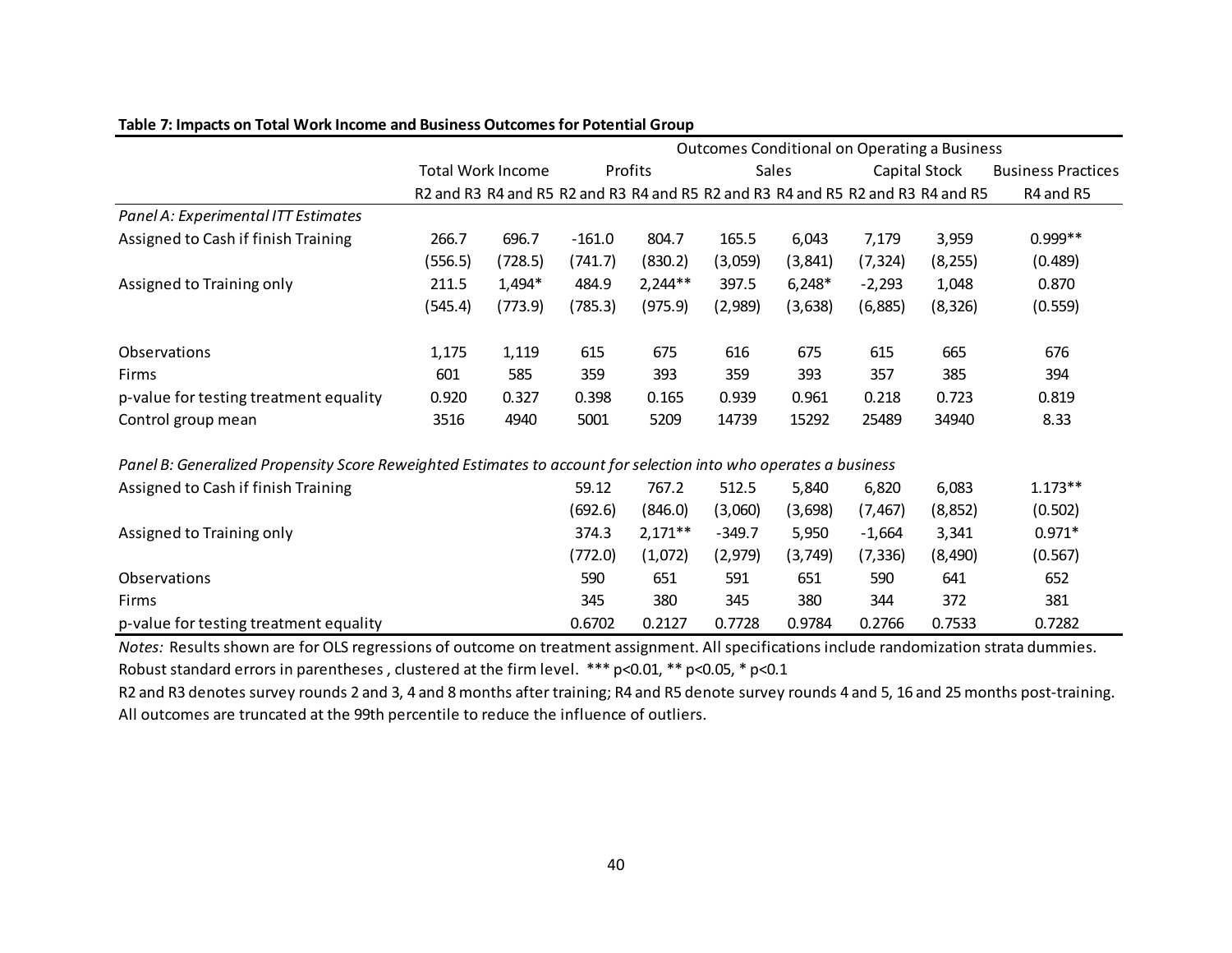**Table 7: Impacts on Total Work Income and Business Outcomes for Potential Group**

| | Total Work Income | | Profits | | Sales | | Capital Stock | | Business Practices |
|---|---|---|---|---|---|---|---|---|---|
| | | | Outcomes Conditional on Operating a Business | | | | | | |
| | R2 and R3 | R4 and R5 | R2 and R3 | R4 and R5 | R2 and R3 | R4 and R5 | R2 and R3 | R4 and R5 | R4 and R5 |
| *Panel A: Experimental ITT Estimates* | | | | | | | | | |
| Assigned to Cash if finish Training | 266.7 | 696.7 | -161.0 | 804.7 | 165.5 | 6,043 | 7,179 | 3,959 | 0.999** |
| | (556.5) | (728.5) | (741.7) | (830.2) | (3,059) | (3,841) | (7,324) | (8,255) | (0.489) |
| Assigned to Training only | 211.5 | 1,494* | 484.9 | 2,244** | 397.5 | 6,248* | -2,293 | 1,048 | 0.870 |
| | (545.4) | (773.9) | (785.3) | (975.9) | (2,989) | (3,638) | (6,885) | (8,326) | (0.559) |
| Observations | 1,175 | 1,119 | 615 | 675 | 616 | 675 | 615 | 665 | 676 |
| Firms | 601 | 585 | 359 | 393 | 359 | 393 | 357 | 385 | 394 |
| p-value for testing treatment equality | 0.920 | 0.327 | 0.398 | 0.165 | 0.939 | 0.961 | 0.218 | 0.723 | 0.819 |
| Control group mean | 3516 | 4940 | 5001 | 5209 | 14739 | 15292 | 25489 | 34940 | 8.33 |
| *Panel B: Generalized Propensity Score Reweighted Estimates to account for selection into who operates a business* | | | | | | | | | |
| Assigned to Cash if finish Training | | | 59.12 | 767.2 | 512.5 | 5,840 | 6,820 | 6,083 | 1.173** |
| | | | (692.6) | (846.0) | (3,060) | (3,698) | (7,467) | (8,852) | (0.502) |
| Assigned to Training only | | | 374.3 | 2,171** | -349.7 | 5,950 | -1,664 | 3,341 | 0.971* |
| | | | (772.0) | (1,072) | (2,979) | (3,749) | (7,336) | (8,490) | (0.567) |
| Observations | | | 590 | 651 | 591 | 651 | 590 | 641 | 652 |
| Firms | | | 345 | 380 | 345 | 380 | 344 | 372 | 381 |
| p-value for testing treatment equality | | | 0.6702 | 0.2127 | 0.7728 | 0.9784 | 0.2766 | 0.7533 | 0.7282 |

*Notes:* Results shown are for OLS regressions of outcome on treatment assignment. All specifications include randomization strata dummies. Robust standard errors in parentheses , clustered at the firm level. *** p<0.01, ** p<0.05, * p<0.1

R2 and R3 denotes survey rounds 2 and 3, 4 and 8 months after training; R4 and R5 denote survey rounds 4 and 5, 16 and 25 months post-training. All outcomes are truncated at the 99th percentile to reduce the influence of outliers.